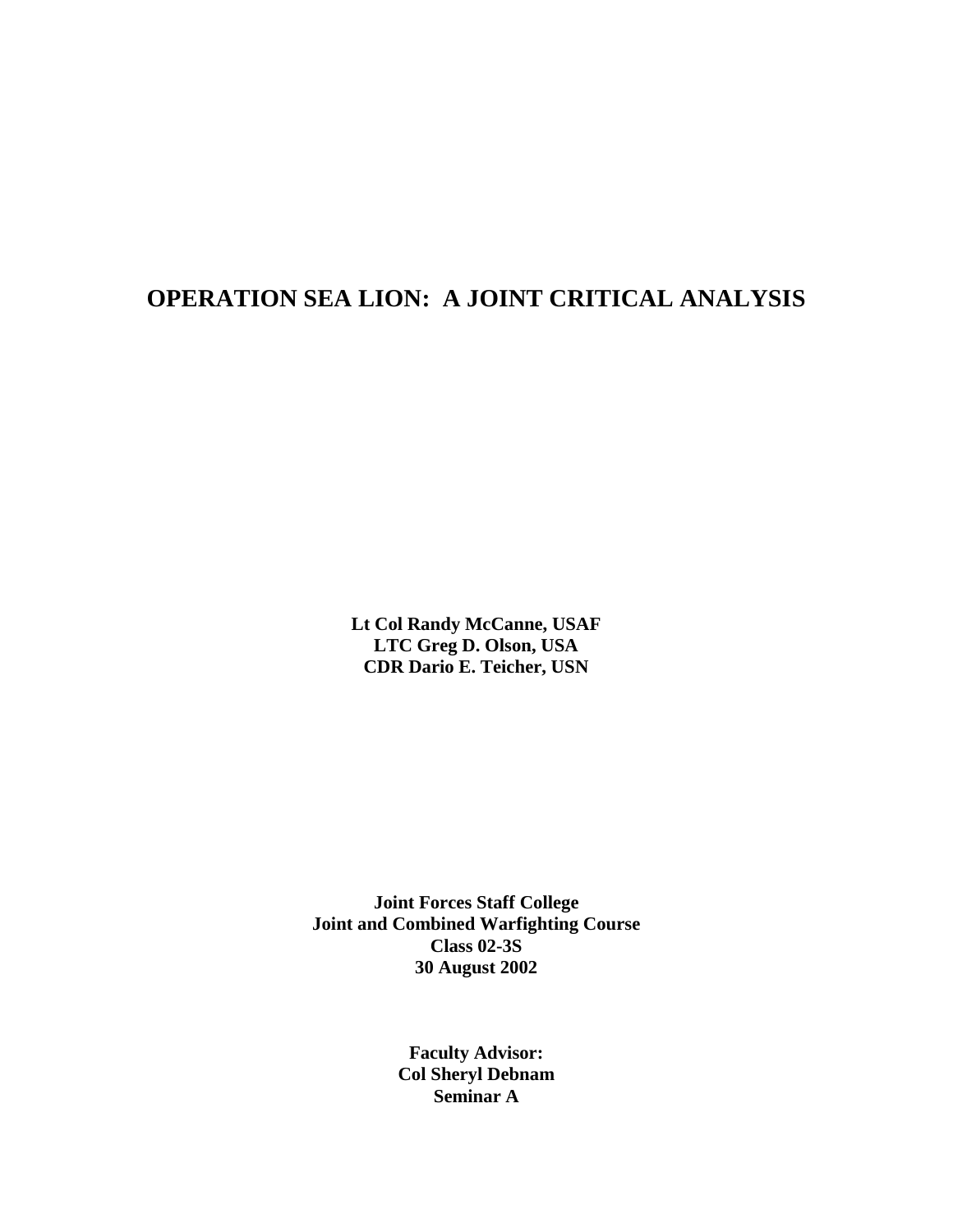# OPERATION SEA LION: A JOINT CRITICAL ANALYSIS

**Lt Col Randy McCanne, USAF**
**LTC Greg D. Olson, USA**
**CDR Dario E. Teicher, USN**

**Joint Forces Staff College**
**Joint and Combined Warfighting Course**
**Class 02-3S**
**30 August 2002**

**Faculty Advisor:**
**Col Sheryl Debnam**
**Seminar A**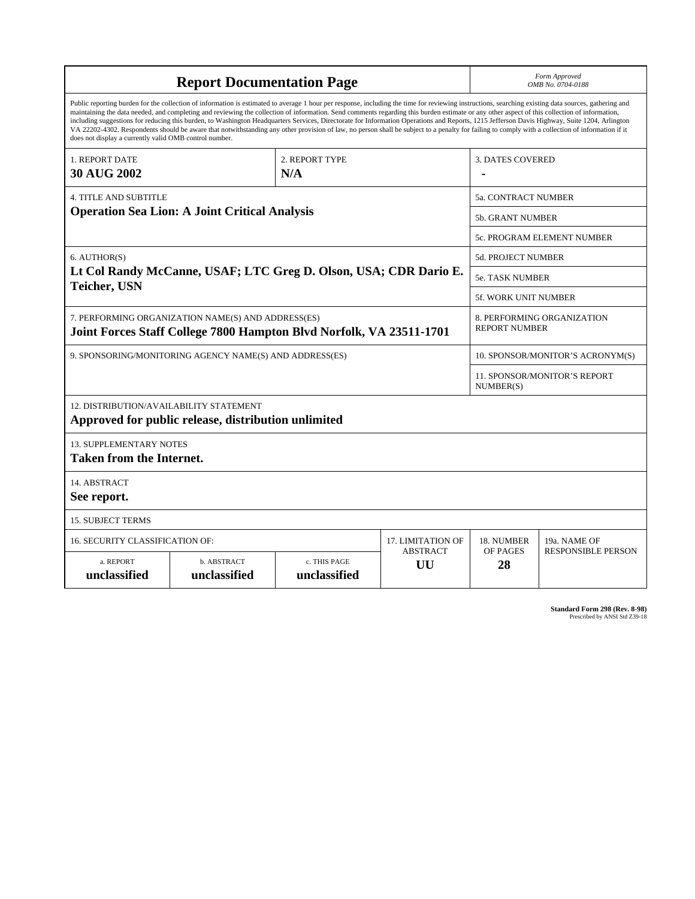# Report Documentation Page

*Form Approved*
*OMB No. 0704-0188*

Public reporting burden for the collection of information is estimated to average 1 hour per response, including the time for reviewing instructions, searching existing data sources, gathering and maintaining the data needed, and completing and reviewing the collection of information. Send comments regarding this burden estimate or any other aspect of this collection of information, including suggestions for reducing this burden, to Washington Headquarters Services, Directorate for Information Operations and Reports, 1215 Jefferson Davis Highway, Suite 1204, Arlington VA 22202-4302. Respondents should be aware that notwithstanding any other provision of law, no person shall be subject to a penalty for failing to comply with a collection of information if it does not display a currently valid OMB control number.

| 1. REPORT DATE | 2. REPORT TYPE | 3. DATES COVERED |
|---|---|---|
| **30 AUG 2002** | **N/A** | **-** |

| 4. TITLE AND SUBTITLE | |
|---|---|
| **Operation Sea Lion: A Joint Critical Analysis** | 5a. CONTRACT NUMBER |
| | 5b. GRANT NUMBER |
| | 5c. PROGRAM ELEMENT NUMBER |

| 6. AUTHOR(S) | |
|---|---|
| **Lt Col Randy McCanne, USAF; LTC Greg D. Olson, USA; CDR Dario E. Teicher, USN** | 5d. PROJECT NUMBER |
| | 5e. TASK NUMBER |
| | 5f. WORK UNIT NUMBER |

| 7. PERFORMING ORGANIZATION NAME(S) AND ADDRESS(ES) | 8. PERFORMING ORGANIZATION REPORT NUMBER |
|---|---|
| **Joint Forces Staff College 7800 Hampton Blvd Norfolk, VA 23511-1701** | |

| 9. SPONSORING/MONITORING AGENCY NAME(S) AND ADDRESS(ES) | 10. SPONSOR/MONITOR'S ACRONYM(S) |
|---|---|
| | 11. SPONSOR/MONITOR'S REPORT NUMBER(S) |

12. DISTRIBUTION/AVAILABILITY STATEMENT
**Approved for public release, distribution unlimited**

13. SUPPLEMENTARY NOTES
**Taken from the Internet.**

14. ABSTRACT
**See report.**

15. SUBJECT TERMS

| 16. SECURITY CLASSIFICATION OF: | | | 17. LIMITATION OF ABSTRACT | 18. NUMBER OF PAGES | 19a. NAME OF RESPONSIBLE PERSON |
|---|---|---|---|---|---|
| a. REPORT | b. ABSTRACT | c. THIS PAGE | | | |
| **unclassified** | **unclassified** | **unclassified** | **UU** | **28** | |

**Standard Form 298 (Rev. 8-98)**
Prescribed by ANSI Std Z39-18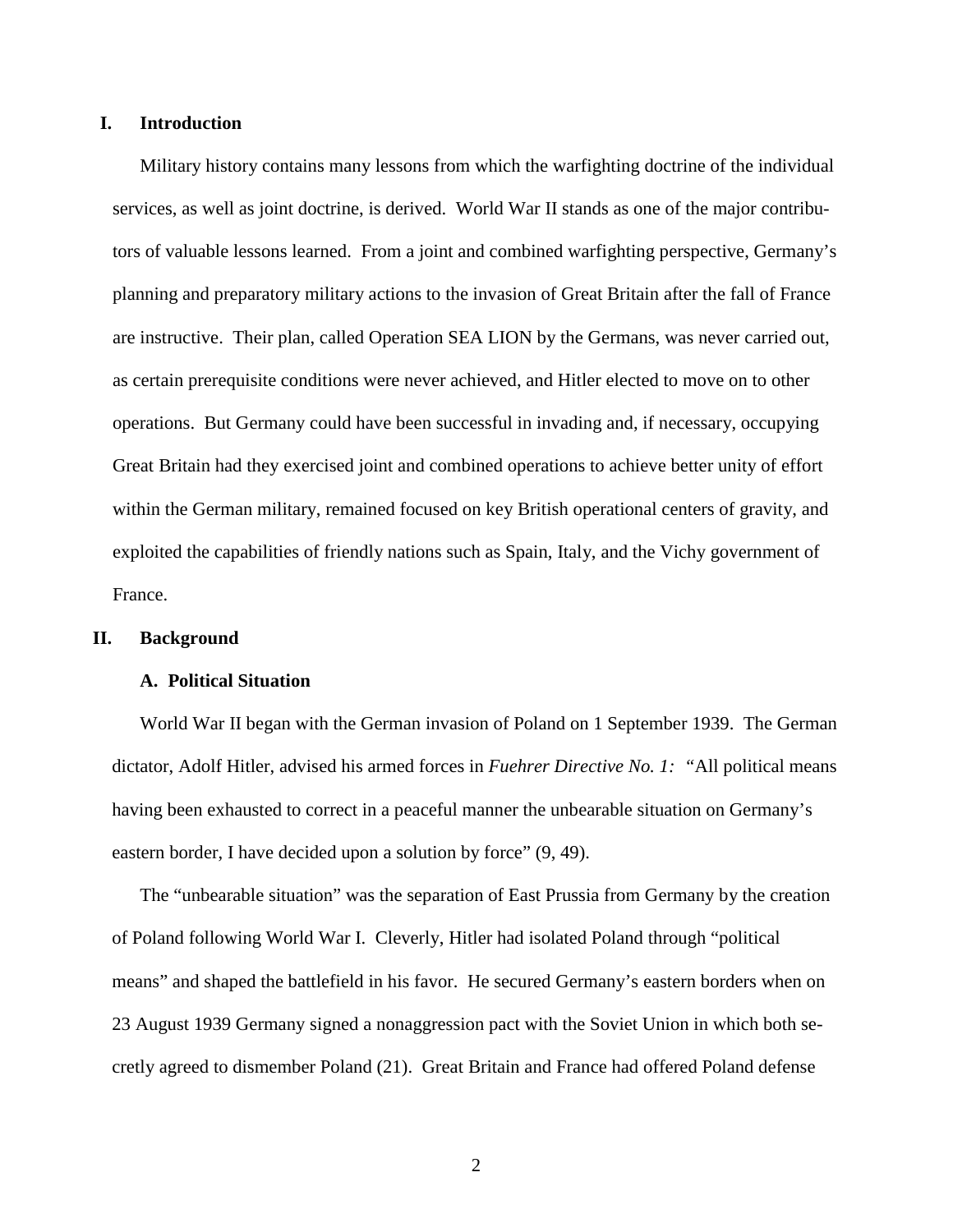## I. Introduction

Military history contains many lessons from which the warfighting doctrine of the individual services, as well as joint doctrine, is derived. World War II stands as one of the major contributors of valuable lessons learned. From a joint and combined warfighting perspective, Germany's planning and preparatory military actions to the invasion of Great Britain after the fall of France are instructive. Their plan, called Operation SEA LION by the Germans, was never carried out, as certain prerequisite conditions were never achieved, and Hitler elected to move on to other operations. But Germany could have been successful in invading and, if necessary, occupying Great Britain had they exercised joint and combined operations to achieve better unity of effort within the German military, remained focused on key British operational centers of gravity, and exploited the capabilities of friendly nations such as Spain, Italy, and the Vichy government of France.

## II. Background

### A. Political Situation

World War II began with the German invasion of Poland on 1 September 1939. The German dictator, Adolf Hitler, advised his armed forces in *Fuehrer Directive No. 1:* "All political means having been exhausted to correct in a peaceful manner the unbearable situation on Germany's eastern border, I have decided upon a solution by force" (9, 49).

The "unbearable situation" was the separation of East Prussia from Germany by the creation of Poland following World War I. Cleverly, Hitler had isolated Poland through "political means" and shaped the battlefield in his favor. He secured Germany's eastern borders when on 23 August 1939 Germany signed a nonaggression pact with the Soviet Union in which both secretly agreed to dismember Poland (21). Great Britain and France had offered Poland defense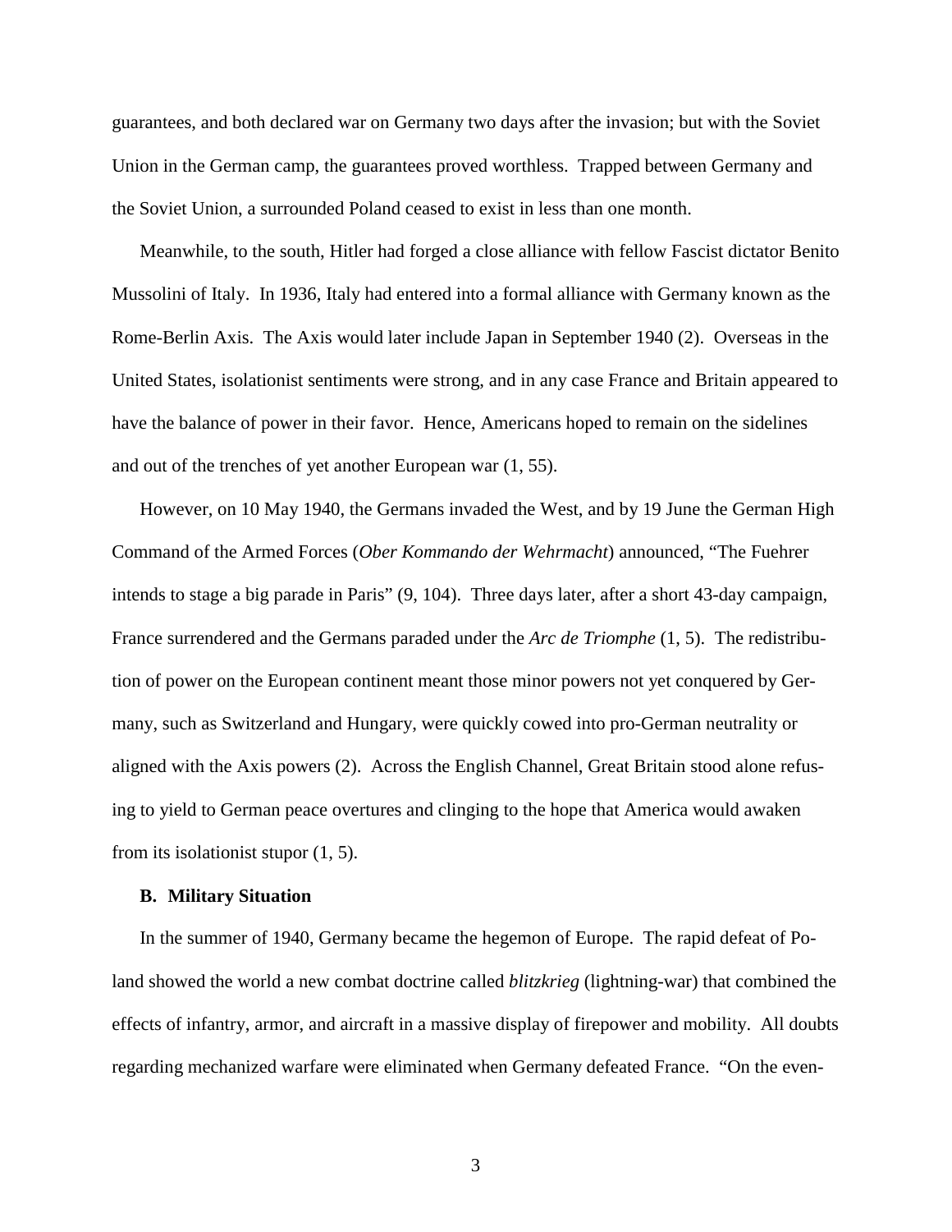guarantees, and both declared war on Germany two days after the invasion; but with the Soviet Union in the German camp, the guarantees proved worthless. Trapped between Germany and the Soviet Union, a surrounded Poland ceased to exist in less than one month.

Meanwhile, to the south, Hitler had forged a close alliance with fellow Fascist dictator Benito Mussolini of Italy. In 1936, Italy had entered into a formal alliance with Germany known as the Rome-Berlin Axis. The Axis would later include Japan in September 1940 (2). Overseas in the United States, isolationist sentiments were strong, and in any case France and Britain appeared to have the balance of power in their favor. Hence, Americans hoped to remain on the sidelines and out of the trenches of yet another European war (1, 55).

However, on 10 May 1940, the Germans invaded the West, and by 19 June the German High Command of the Armed Forces (*Ober Kommando der Wehrmacht*) announced, "The Fuehrer intends to stage a big parade in Paris" (9, 104). Three days later, after a short 43-day campaign, France surrendered and the Germans paraded under the *Arc de Triomphe* (1, 5). The redistribution of power on the European continent meant those minor powers not yet conquered by Germany, such as Switzerland and Hungary, were quickly cowed into pro-German neutrality or aligned with the Axis powers (2). Across the English Channel, Great Britain stood alone refusing to yield to German peace overtures and clinging to the hope that America would awaken from its isolationist stupor (1, 5).

### B. Military Situation

In the summer of 1940, Germany became the hegemon of Europe. The rapid defeat of Poland showed the world a new combat doctrine called *blitzkrieg* (lightning-war) that combined the effects of infantry, armor, and aircraft in a massive display of firepower and mobility. All doubts regarding mechanized warfare were eliminated when Germany defeated France. "On the even-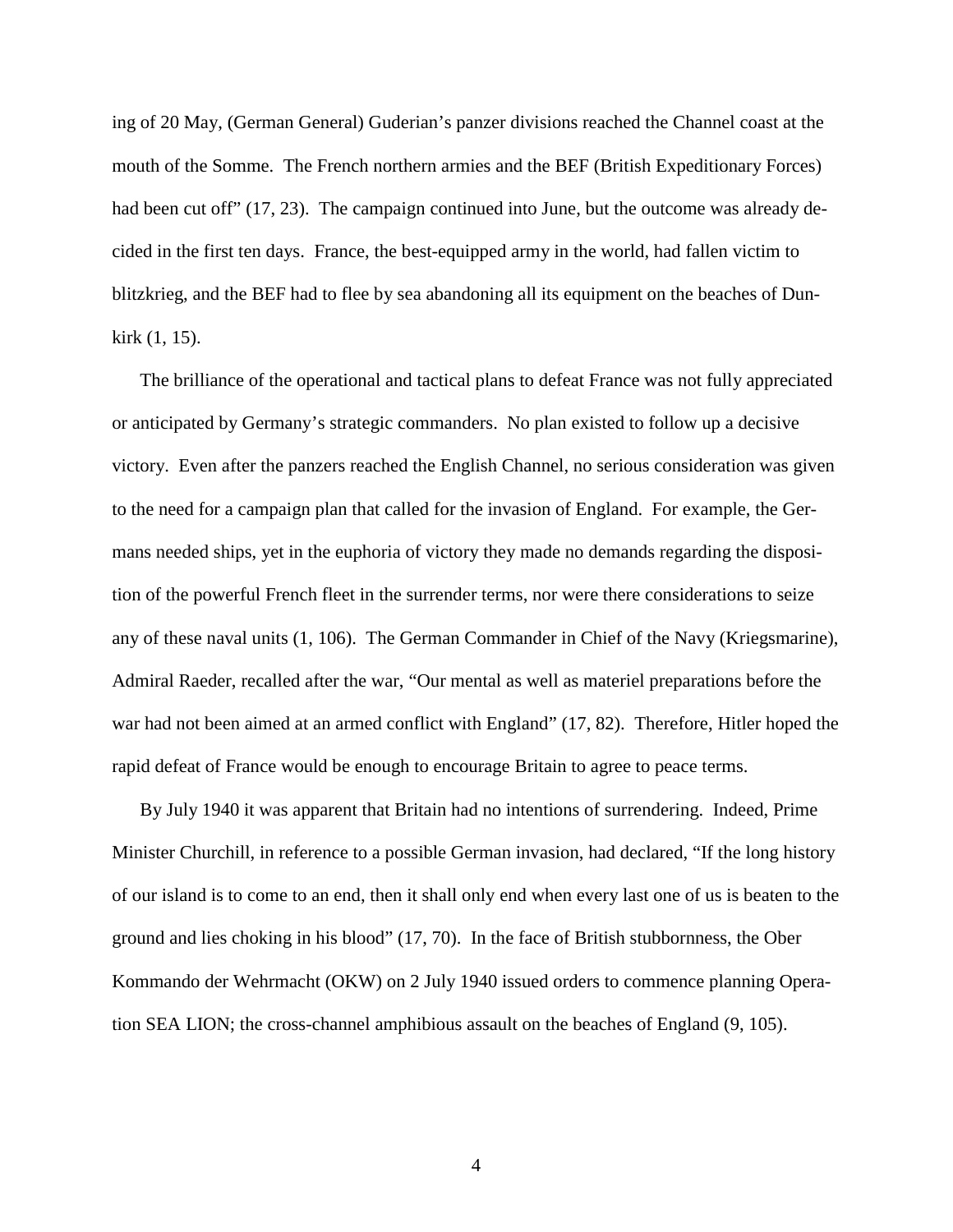ing of 20 May, (German General) Guderian's panzer divisions reached the Channel coast at the mouth of the Somme. The French northern armies and the BEF (British Expeditionary Forces) had been cut off" (17, 23). The campaign continued into June, but the outcome was already decided in the first ten days. France, the best-equipped army in the world, had fallen victim to blitzkrieg, and the BEF had to flee by sea abandoning all its equipment on the beaches of Dunkirk (1, 15).

The brilliance of the operational and tactical plans to defeat France was not fully appreciated or anticipated by Germany's strategic commanders. No plan existed to follow up a decisive victory. Even after the panzers reached the English Channel, no serious consideration was given to the need for a campaign plan that called for the invasion of England. For example, the Germans needed ships, yet in the euphoria of victory they made no demands regarding the disposition of the powerful French fleet in the surrender terms, nor were there considerations to seize any of these naval units (1, 106). The German Commander in Chief of the Navy (Kriegsmarine), Admiral Raeder, recalled after the war, "Our mental as well as materiel preparations before the war had not been aimed at an armed conflict with England" (17, 82). Therefore, Hitler hoped the rapid defeat of France would be enough to encourage Britain to agree to peace terms.

By July 1940 it was apparent that Britain had no intentions of surrendering. Indeed, Prime Minister Churchill, in reference to a possible German invasion, had declared, "If the long history of our island is to come to an end, then it shall only end when every last one of us is beaten to the ground and lies choking in his blood" (17, 70). In the face of British stubbornness, the Ober Kommando der Wehrmacht (OKW) on 2 July 1940 issued orders to commence planning Operation SEA LION; the cross-channel amphibious assault on the beaches of England (9, 105).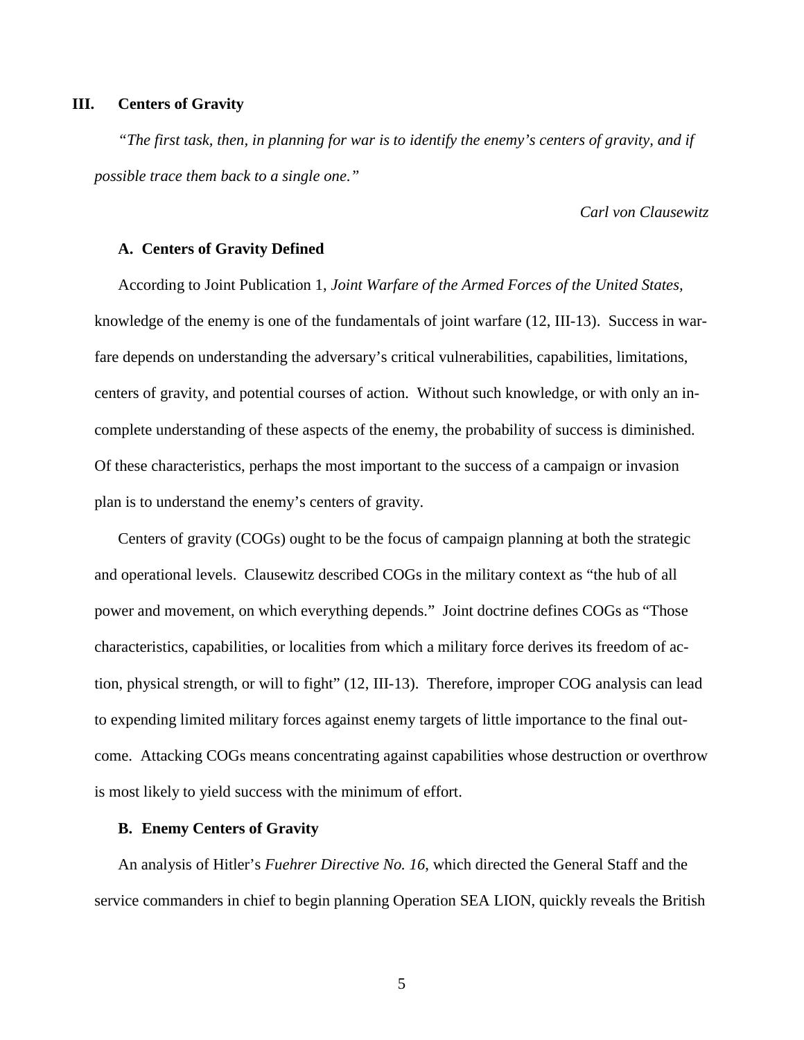## III. Centers of Gravity

*"The first task, then, in planning for war is to identify the enemy's centers of gravity, and if possible trace them back to a single one."*

*Carl von Clausewitz*

### A. Centers of Gravity Defined

According to Joint Publication 1, *Joint Warfare of the Armed Forces of the United States*, knowledge of the enemy is one of the fundamentals of joint warfare (12, III-13). Success in warfare depends on understanding the adversary's critical vulnerabilities, capabilities, limitations, centers of gravity, and potential courses of action. Without such knowledge, or with only an incomplete understanding of these aspects of the enemy, the probability of success is diminished. Of these characteristics, perhaps the most important to the success of a campaign or invasion plan is to understand the enemy's centers of gravity.

Centers of gravity (COGs) ought to be the focus of campaign planning at both the strategic and operational levels. Clausewitz described COGs in the military context as "the hub of all power and movement, on which everything depends." Joint doctrine defines COGs as "Those characteristics, capabilities, or localities from which a military force derives its freedom of action, physical strength, or will to fight" (12, III-13). Therefore, improper COG analysis can lead to expending limited military forces against enemy targets of little importance to the final outcome. Attacking COGs means concentrating against capabilities whose destruction or overthrow is most likely to yield success with the minimum of effort.

### B. Enemy Centers of Gravity

An analysis of Hitler's *Fuehrer Directive No. 16*, which directed the General Staff and the service commanders in chief to begin planning Operation SEA LION, quickly reveals the British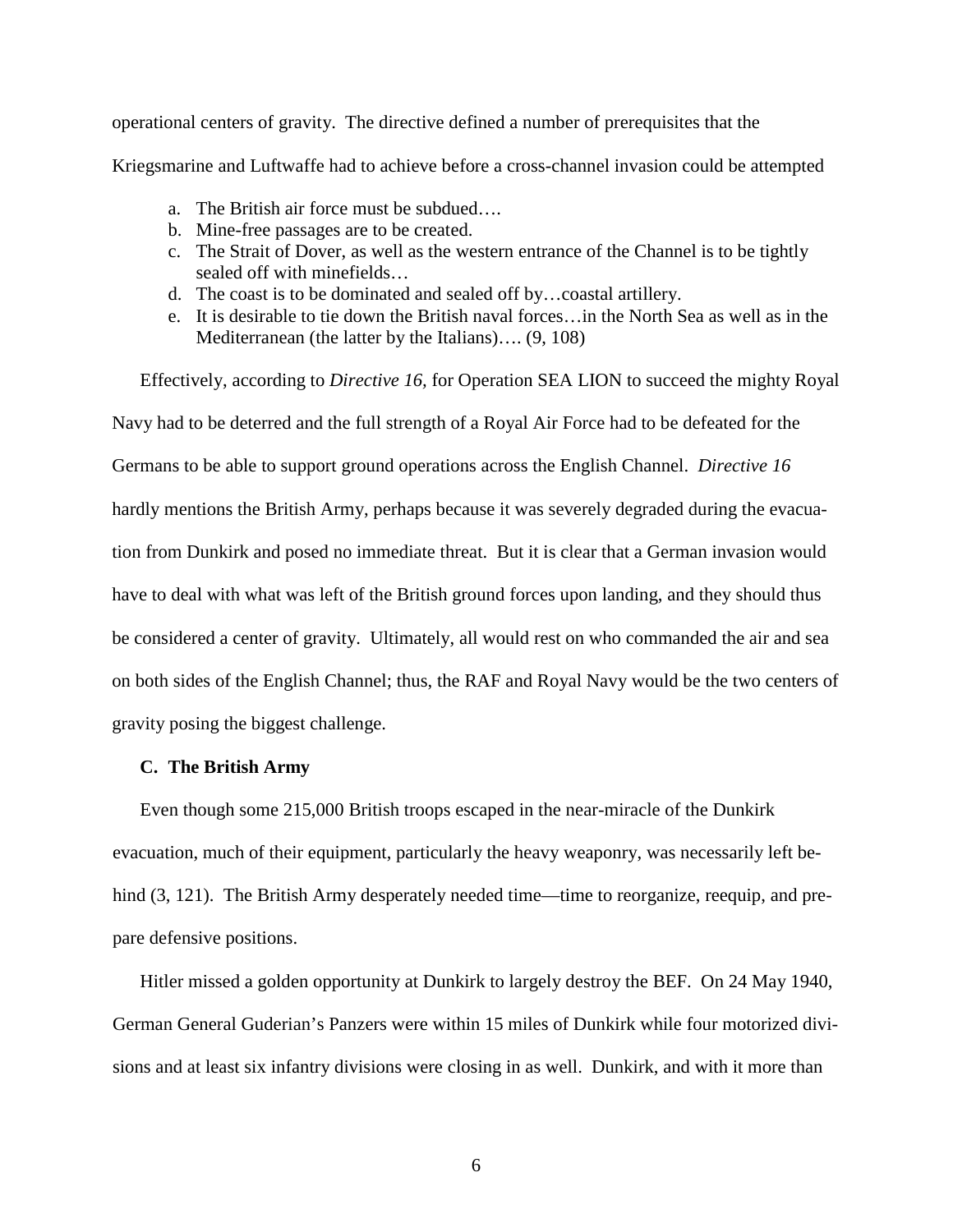operational centers of gravity. The directive defined a number of prerequisites that the Kriegsmarine and Luftwaffe had to achieve before a cross-channel invasion could be attempted

a. The British air force must be subdued….
b. Mine-free passages are to be created.
c. The Strait of Dover, as well as the western entrance of the Channel is to be tightly sealed off with minefields…
d. The coast is to be dominated and sealed off by…coastal artillery.
e. It is desirable to tie down the British naval forces…in the North Sea as well as in the Mediterranean (the latter by the Italians)…. (9, 108)

Effectively, according to *Directive 16*, for Operation SEA LION to succeed the mighty Royal Navy had to be deterred and the full strength of a Royal Air Force had to be defeated for the Germans to be able to support ground operations across the English Channel. *Directive 16* hardly mentions the British Army, perhaps because it was severely degraded during the evacuation from Dunkirk and posed no immediate threat. But it is clear that a German invasion would have to deal with what was left of the British ground forces upon landing, and they should thus be considered a center of gravity. Ultimately, all would rest on who commanded the air and sea on both sides of the English Channel; thus, the RAF and Royal Navy would be the two centers of gravity posing the biggest challenge.

### C. The British Army

Even though some 215,000 British troops escaped in the near-miracle of the Dunkirk evacuation, much of their equipment, particularly the heavy weaponry, was necessarily left behind (3, 121). The British Army desperately needed time—time to reorganize, reequip, and prepare defensive positions.

Hitler missed a golden opportunity at Dunkirk to largely destroy the BEF. On 24 May 1940, German General Guderian's Panzers were within 15 miles of Dunkirk while four motorized divisions and at least six infantry divisions were closing in as well. Dunkirk, and with it more than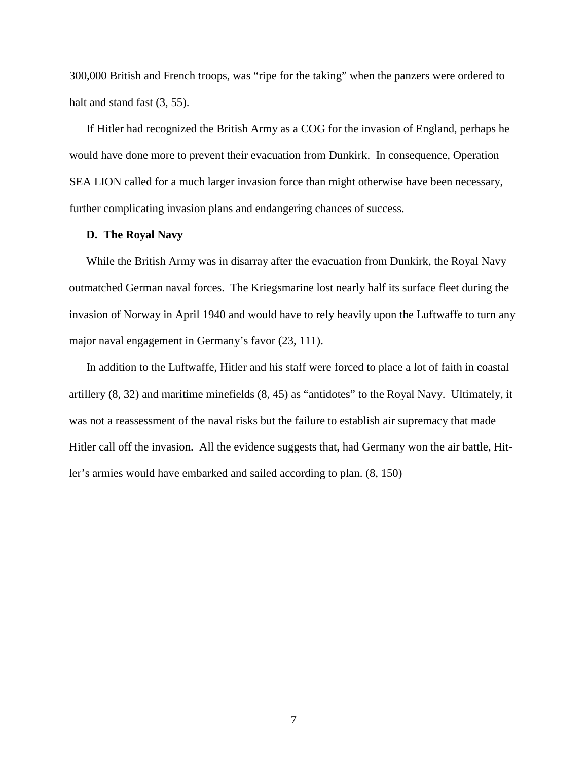300,000 British and French troops, was "ripe for the taking" when the panzers were ordered to halt and stand fast (3, 55).

If Hitler had recognized the British Army as a COG for the invasion of England, perhaps he would have done more to prevent their evacuation from Dunkirk. In consequence, Operation SEA LION called for a much larger invasion force than might otherwise have been necessary, further complicating invasion plans and endangering chances of success.

### D. The Royal Navy

While the British Army was in disarray after the evacuation from Dunkirk, the Royal Navy outmatched German naval forces. The Kriegsmarine lost nearly half its surface fleet during the invasion of Norway in April 1940 and would have to rely heavily upon the Luftwaffe to turn any major naval engagement in Germany's favor (23, 111).

In addition to the Luftwaffe, Hitler and his staff were forced to place a lot of faith in coastal artillery (8, 32) and maritime minefields (8, 45) as "antidotes" to the Royal Navy. Ultimately, it was not a reassessment of the naval risks but the failure to establish air supremacy that made Hitler call off the invasion. All the evidence suggests that, had Germany won the air battle, Hitler's armies would have embarked and sailed according to plan. (8, 150)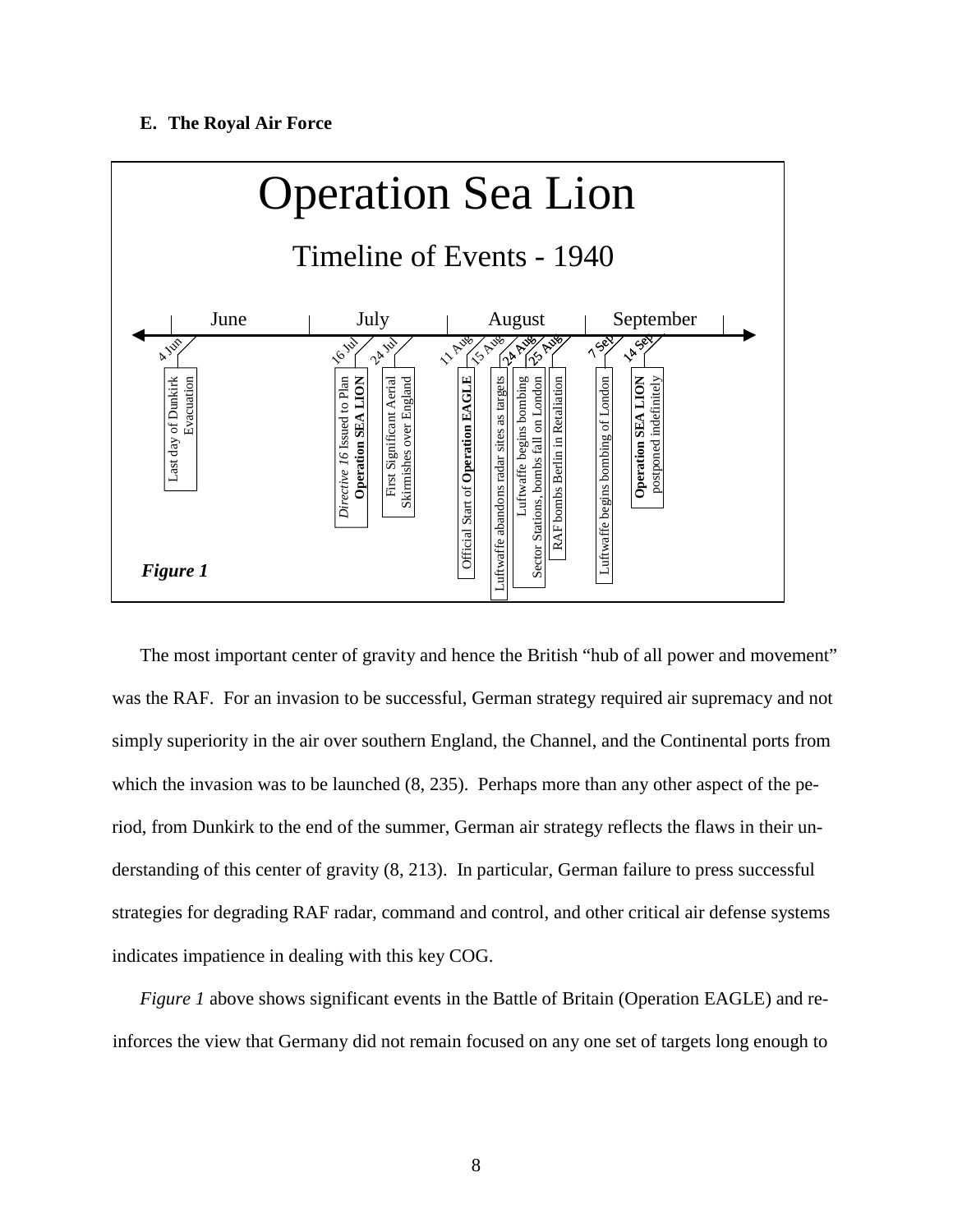### E. The Royal Air Force

**Operation Sea Lion**

Timeline of Events - 1940

June | July | August | September

- 4 Jun — Last day of Dunkirk Evacuation
- 16 Jul — *Directive 16* Issued to Plan **Operation SEA LION**
- 24 Jul — First Significant Aerial Skirmishes over England
- 11 Aug — Official Start of **Operation EAGLE**
- 15 Aug — Luftwaffe abandons radar sites as targets
- 24 Aug — Luftwaffe begins bombing Sector Stations, bombs fall on London
- 25 Aug — RAF bombs Berlin in Retaliation
- 7 Sep — Luftwaffe begins bombing of London
- 14 Sep — **Operation SEA LION** postponed indefinitely

***Figure 1***

The most important center of gravity and hence the British "hub of all power and movement" was the RAF. For an invasion to be successful, German strategy required air supremacy and not simply superiority in the air over southern England, the Channel, and the Continental ports from which the invasion was to be launched (8, 235). Perhaps more than any other aspect of the period, from Dunkirk to the end of the summer, German air strategy reflects the flaws in their understanding of this center of gravity (8, 213). In particular, German failure to press successful strategies for degrading RAF radar, command and control, and other critical air defense systems indicates impatience in dealing with this key COG.

*Figure 1* above shows significant events in the Battle of Britain (Operation EAGLE) and reinforces the view that Germany did not remain focused on any one set of targets long enough to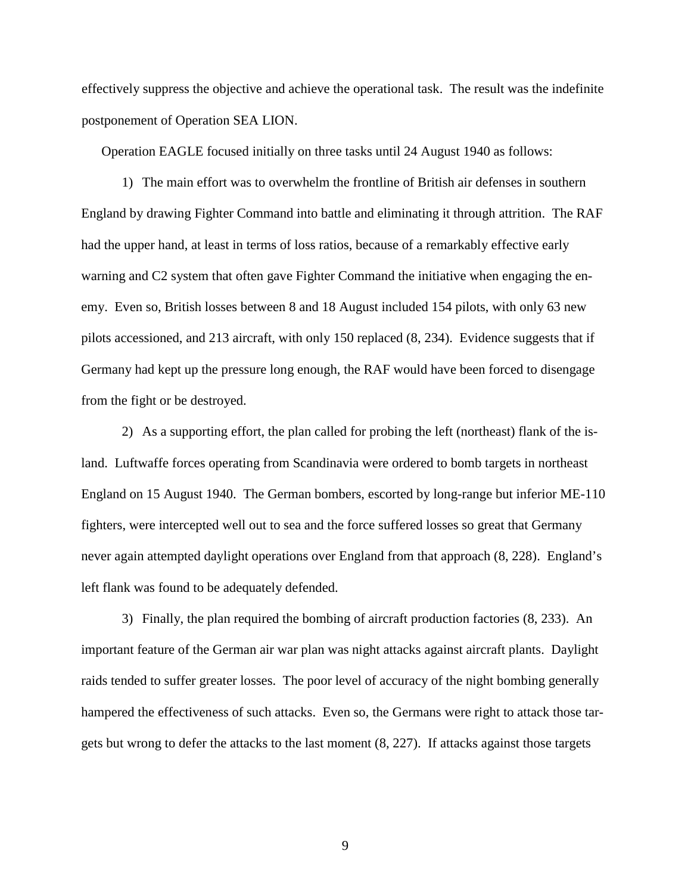effectively suppress the objective and achieve the operational task. The result was the indefinite postponement of Operation SEA LION.

Operation EAGLE focused initially on three tasks until 24 August 1940 as follows:

1) The main effort was to overwhelm the frontline of British air defenses in southern England by drawing Fighter Command into battle and eliminating it through attrition. The RAF had the upper hand, at least in terms of loss ratios, because of a remarkably effective early warning and C2 system that often gave Fighter Command the initiative when engaging the enemy. Even so, British losses between 8 and 18 August included 154 pilots, with only 63 new pilots accessioned, and 213 aircraft, with only 150 replaced (8, 234). Evidence suggests that if Germany had kept up the pressure long enough, the RAF would have been forced to disengage from the fight or be destroyed.

2) As a supporting effort, the plan called for probing the left (northeast) flank of the island. Luftwaffe forces operating from Scandinavia were ordered to bomb targets in northeast England on 15 August 1940. The German bombers, escorted by long-range but inferior ME-110 fighters, were intercepted well out to sea and the force suffered losses so great that Germany never again attempted daylight operations over England from that approach (8, 228). England's left flank was found to be adequately defended.

3) Finally, the plan required the bombing of aircraft production factories (8, 233). An important feature of the German air war plan was night attacks against aircraft plants. Daylight raids tended to suffer greater losses. The poor level of accuracy of the night bombing generally hampered the effectiveness of such attacks. Even so, the Germans were right to attack those targets but wrong to defer the attacks to the last moment (8, 227). If attacks against those targets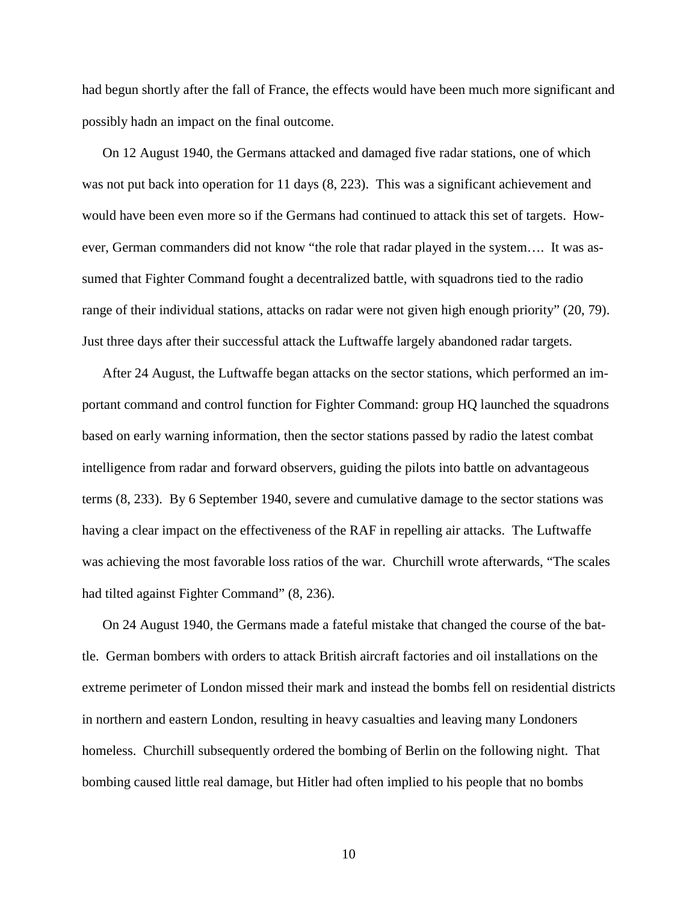had begun shortly after the fall of France, the effects would have been much more significant and possibly hadn an impact on the final outcome.

On 12 August 1940, the Germans attacked and damaged five radar stations, one of which was not put back into operation for 11 days (8, 223). This was a significant achievement and would have been even more so if the Germans had continued to attack this set of targets. However, German commanders did not know "the role that radar played in the system…. It was assumed that Fighter Command fought a decentralized battle, with squadrons tied to the radio range of their individual stations, attacks on radar were not given high enough priority" (20, 79). Just three days after their successful attack the Luftwaffe largely abandoned radar targets.

After 24 August, the Luftwaffe began attacks on the sector stations, which performed an important command and control function for Fighter Command: group HQ launched the squadrons based on early warning information, then the sector stations passed by radio the latest combat intelligence from radar and forward observers, guiding the pilots into battle on advantageous terms (8, 233). By 6 September 1940, severe and cumulative damage to the sector stations was having a clear impact on the effectiveness of the RAF in repelling air attacks. The Luftwaffe was achieving the most favorable loss ratios of the war. Churchill wrote afterwards, "The scales had tilted against Fighter Command" (8, 236).

On 24 August 1940, the Germans made a fateful mistake that changed the course of the battle. German bombers with orders to attack British aircraft factories and oil installations on the extreme perimeter of London missed their mark and instead the bombs fell on residential districts in northern and eastern London, resulting in heavy casualties and leaving many Londoners homeless. Churchill subsequently ordered the bombing of Berlin on the following night. That bombing caused little real damage, but Hitler had often implied to his people that no bombs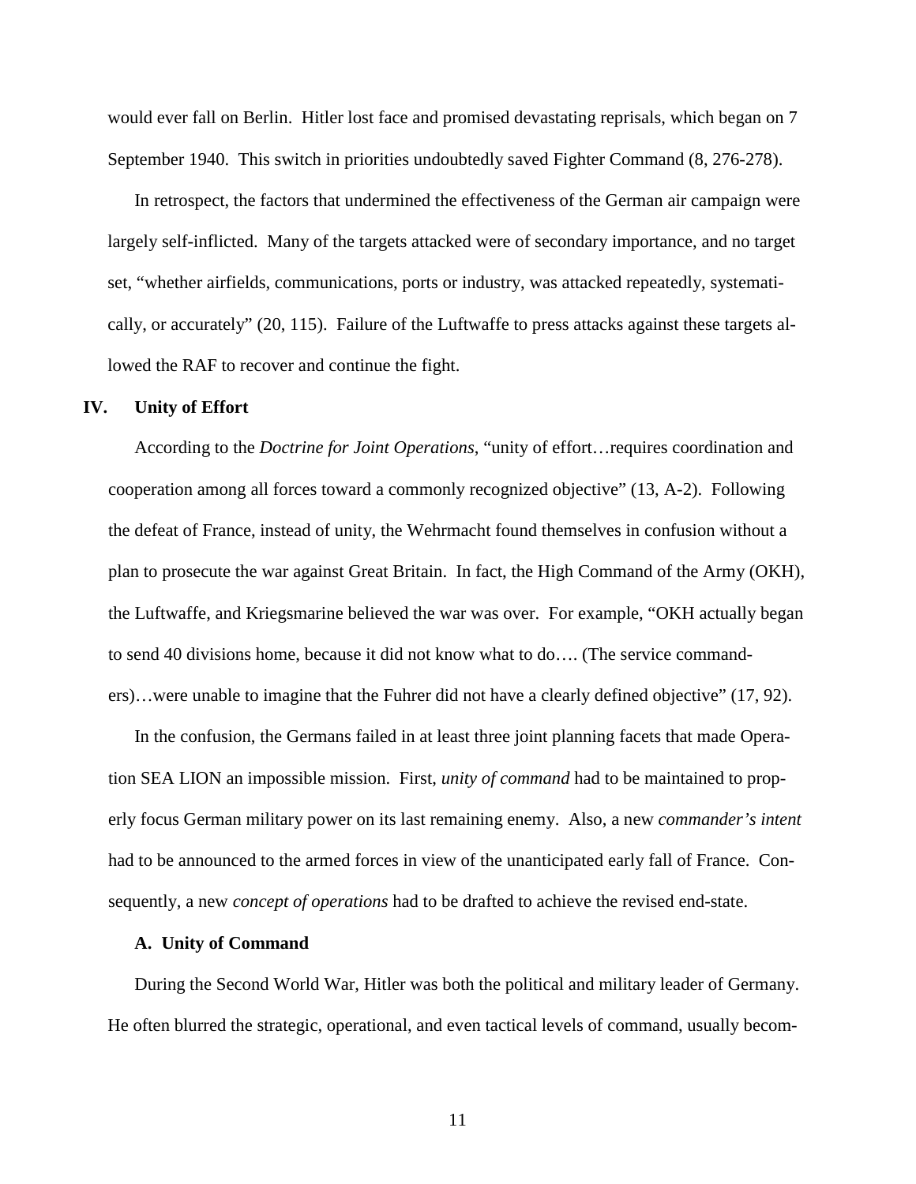would ever fall on Berlin. Hitler lost face and promised devastating reprisals, which began on 7 September 1940. This switch in priorities undoubtedly saved Fighter Command (8, 276-278).

In retrospect, the factors that undermined the effectiveness of the German air campaign were largely self-inflicted. Many of the targets attacked were of secondary importance, and no target set, "whether airfields, communications, ports or industry, was attacked repeatedly, systematically, or accurately" (20, 115). Failure of the Luftwaffe to press attacks against these targets allowed the RAF to recover and continue the fight.

## IV. Unity of Effort

According to the *Doctrine for Joint Operations*, "unity of effort…requires coordination and cooperation among all forces toward a commonly recognized objective" (13, A-2). Following the defeat of France, instead of unity, the Wehrmacht found themselves in confusion without a plan to prosecute the war against Great Britain. In fact, the High Command of the Army (OKH), the Luftwaffe, and Kriegsmarine believed the war was over. For example, "OKH actually began to send 40 divisions home, because it did not know what to do…. (The service commanders)…were unable to imagine that the Fuhrer did not have a clearly defined objective" (17, 92).

In the confusion, the Germans failed in at least three joint planning facets that made Operation SEA LION an impossible mission. First, *unity of command* had to be maintained to properly focus German military power on its last remaining enemy. Also, a new *commander's intent* had to be announced to the armed forces in view of the unanticipated early fall of France. Consequently, a new *concept of operations* had to be drafted to achieve the revised end-state.

### A. Unity of Command

During the Second World War, Hitler was both the political and military leader of Germany. He often blurred the strategic, operational, and even tactical levels of command, usually becom-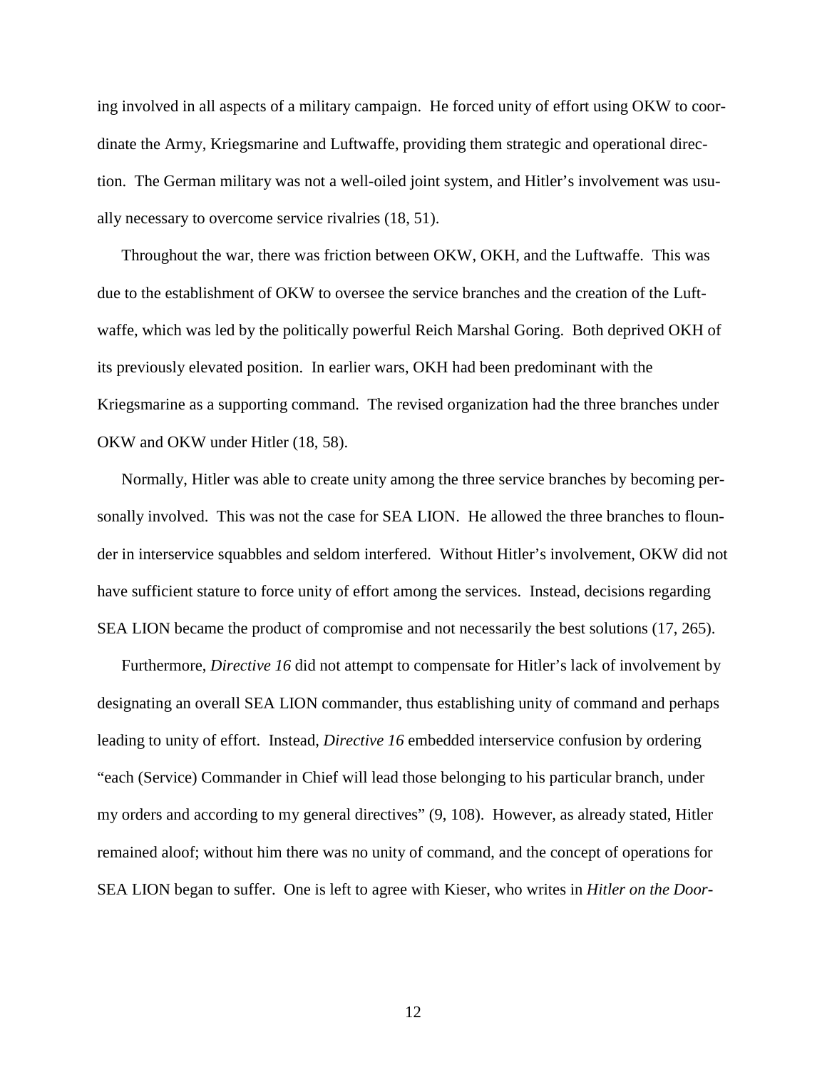ing involved in all aspects of a military campaign. He forced unity of effort using OKW to coordinate the Army, Kriegsmarine and Luftwaffe, providing them strategic and operational direction. The German military was not a well-oiled joint system, and Hitler's involvement was usually necessary to overcome service rivalries (18, 51).

Throughout the war, there was friction between OKW, OKH, and the Luftwaffe. This was due to the establishment of OKW to oversee the service branches and the creation of the Luftwaffe, which was led by the politically powerful Reich Marshal Goring. Both deprived OKH of its previously elevated position. In earlier wars, OKH had been predominant with the Kriegsmarine as a supporting command. The revised organization had the three branches under OKW and OKW under Hitler (18, 58).

Normally, Hitler was able to create unity among the three service branches by becoming personally involved. This was not the case for SEA LION. He allowed the three branches to flounder in interservice squabbles and seldom interfered. Without Hitler's involvement, OKW did not have sufficient stature to force unity of effort among the services. Instead, decisions regarding SEA LION became the product of compromise and not necessarily the best solutions (17, 265).

Furthermore, *Directive 16* did not attempt to compensate for Hitler's lack of involvement by designating an overall SEA LION commander, thus establishing unity of command and perhaps leading to unity of effort. Instead, *Directive 16* embedded interservice confusion by ordering "each (Service) Commander in Chief will lead those belonging to his particular branch, under my orders and according to my general directives" (9, 108). However, as already stated, Hitler remained aloof; without him there was no unity of command, and the concept of operations for SEA LION began to suffer. One is left to agree with Kieser, who writes in *Hitler on the Door-*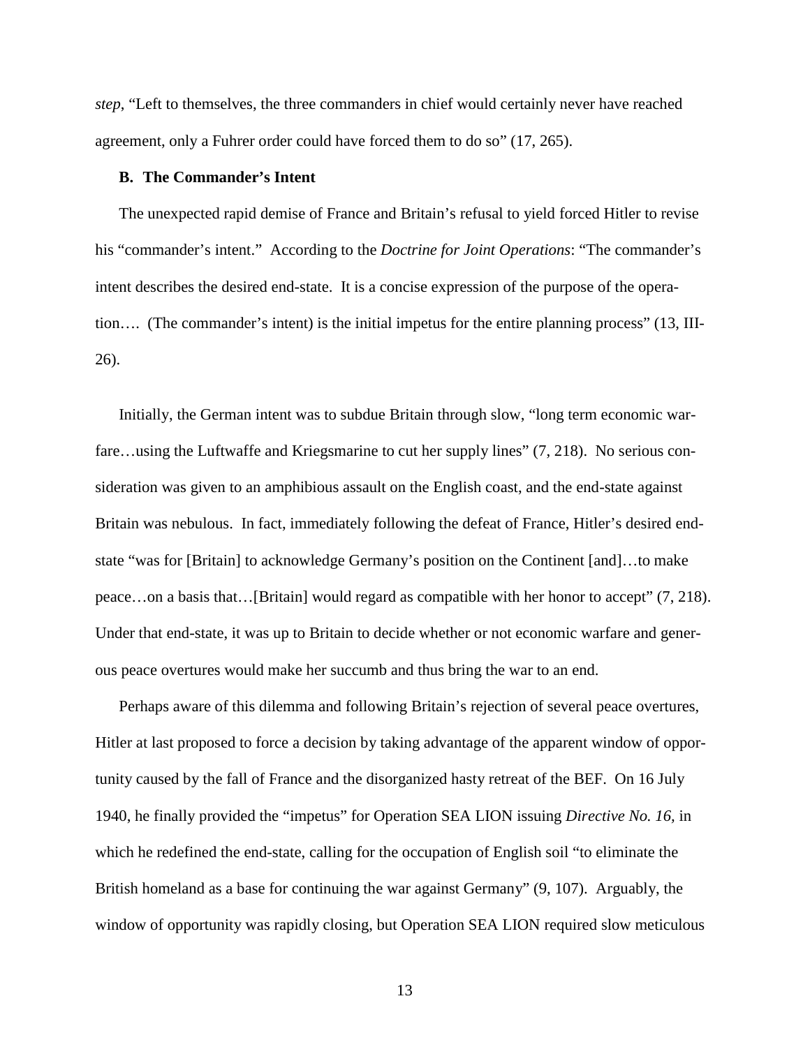*step*, "Left to themselves, the three commanders in chief would certainly never have reached agreement, only a Fuhrer order could have forced them to do so" (17, 265).

### B. The Commander's Intent

The unexpected rapid demise of France and Britain's refusal to yield forced Hitler to revise his "commander's intent." According to the *Doctrine for Joint Operations*: "The commander's intent describes the desired end-state. It is a concise expression of the purpose of the operation…. (The commander's intent) is the initial impetus for the entire planning process" (13, III-26).

Initially, the German intent was to subdue Britain through slow, "long term economic warfare…using the Luftwaffe and Kriegsmarine to cut her supply lines" (7, 218). No serious consideration was given to an amphibious assault on the English coast, and the end-state against Britain was nebulous. In fact, immediately following the defeat of France, Hitler's desired end-state "was for [Britain] to acknowledge Germany's position on the Continent [and]…to make peace…on a basis that…[Britain] would regard as compatible with her honor to accept" (7, 218). Under that end-state, it was up to Britain to decide whether or not economic warfare and generous peace overtures would make her succumb and thus bring the war to an end.

Perhaps aware of this dilemma and following Britain's rejection of several peace overtures, Hitler at last proposed to force a decision by taking advantage of the apparent window of opportunity caused by the fall of France and the disorganized hasty retreat of the BEF. On 16 July 1940, he finally provided the "impetus" for Operation SEA LION issuing *Directive No. 16*, in which he redefined the end-state, calling for the occupation of English soil "to eliminate the British homeland as a base for continuing the war against Germany" (9, 107). Arguably, the window of opportunity was rapidly closing, but Operation SEA LION required slow meticulous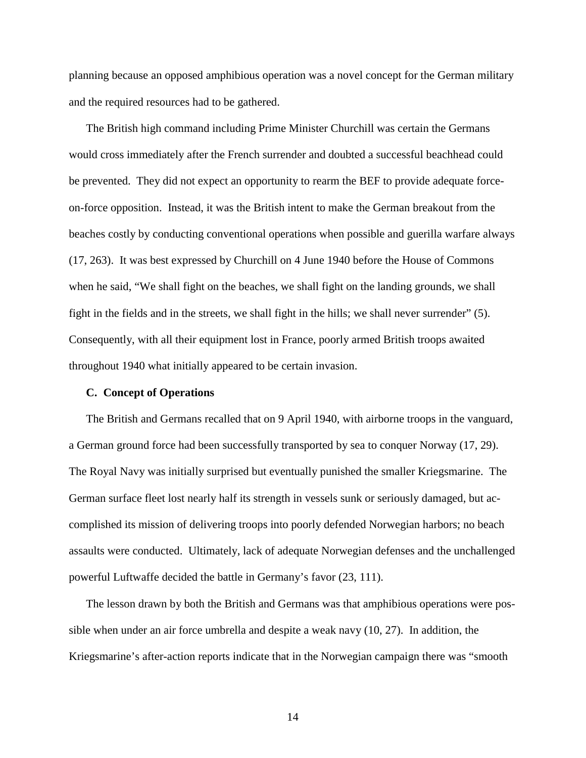planning because an opposed amphibious operation was a novel concept for the German military and the required resources had to be gathered.

The British high command including Prime Minister Churchill was certain the Germans would cross immediately after the French surrender and doubted a successful beachhead could be prevented. They did not expect an opportunity to rearm the BEF to provide adequate force-on-force opposition. Instead, it was the British intent to make the German breakout from the beaches costly by conducting conventional operations when possible and guerilla warfare always (17, 263). It was best expressed by Churchill on 4 June 1940 before the House of Commons when he said, "We shall fight on the beaches, we shall fight on the landing grounds, we shall fight in the fields and in the streets, we shall fight in the hills; we shall never surrender" (5). Consequently, with all their equipment lost in France, poorly armed British troops awaited throughout 1940 what initially appeared to be certain invasion.

### C. Concept of Operations

The British and Germans recalled that on 9 April 1940, with airborne troops in the vanguard, a German ground force had been successfully transported by sea to conquer Norway (17, 29). The Royal Navy was initially surprised but eventually punished the smaller Kriegsmarine. The German surface fleet lost nearly half its strength in vessels sunk or seriously damaged, but accomplished its mission of delivering troops into poorly defended Norwegian harbors; no beach assaults were conducted. Ultimately, lack of adequate Norwegian defenses and the unchallenged powerful Luftwaffe decided the battle in Germany's favor (23, 111).

The lesson drawn by both the British and Germans was that amphibious operations were possible when under an air force umbrella and despite a weak navy (10, 27). In addition, the Kriegsmarine's after-action reports indicate that in the Norwegian campaign there was "smooth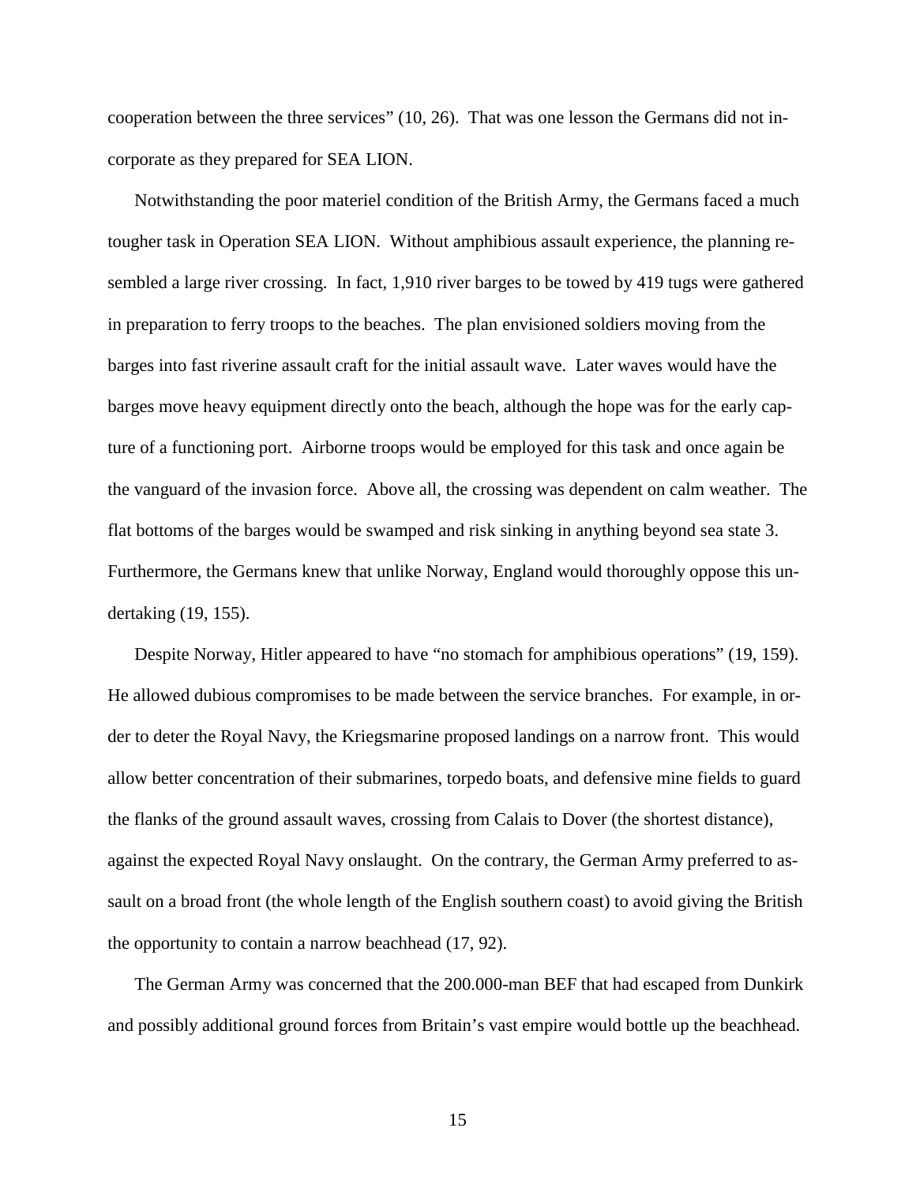cooperation between the three services" (10, 26). That was one lesson the Germans did not incorporate as they prepared for SEA LION.

Notwithstanding the poor materiel condition of the British Army, the Germans faced a much tougher task in Operation SEA LION. Without amphibious assault experience, the planning resembled a large river crossing. In fact, 1,910 river barges to be towed by 419 tugs were gathered in preparation to ferry troops to the beaches. The plan envisioned soldiers moving from the barges into fast riverine assault craft for the initial assault wave. Later waves would have the barges move heavy equipment directly onto the beach, although the hope was for the early capture of a functioning port. Airborne troops would be employed for this task and once again be the vanguard of the invasion force. Above all, the crossing was dependent on calm weather. The flat bottoms of the barges would be swamped and risk sinking in anything beyond sea state 3. Furthermore, the Germans knew that unlike Norway, England would thoroughly oppose this undertaking (19, 155).

Despite Norway, Hitler appeared to have "no stomach for amphibious operations" (19, 159). He allowed dubious compromises to be made between the service branches. For example, in order to deter the Royal Navy, the Kriegsmarine proposed landings on a narrow front. This would allow better concentration of their submarines, torpedo boats, and defensive mine fields to guard the flanks of the ground assault waves, crossing from Calais to Dover (the shortest distance), against the expected Royal Navy onslaught. On the contrary, the German Army preferred to assault on a broad front (the whole length of the English southern coast) to avoid giving the British the opportunity to contain a narrow beachhead (17, 92).

The German Army was concerned that the 200.000-man BEF that had escaped from Dunkirk and possibly additional ground forces from Britain's vast empire would bottle up the beachhead.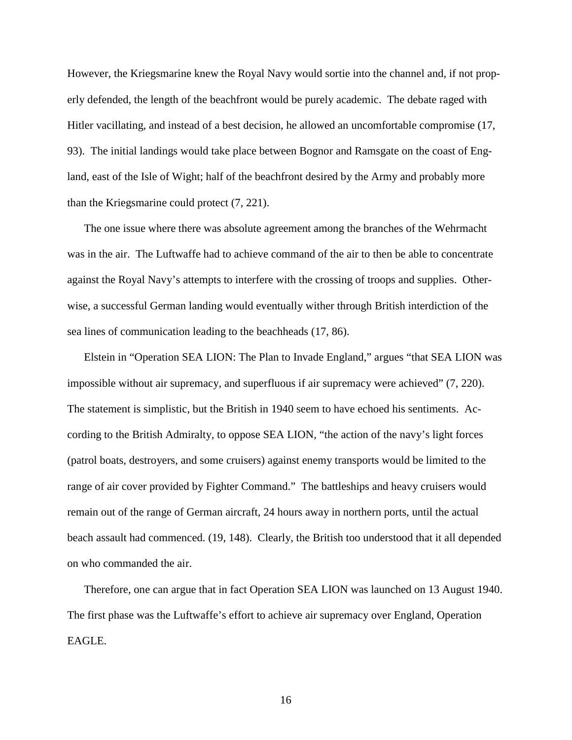However, the Kriegsmarine knew the Royal Navy would sortie into the channel and, if not properly defended, the length of the beachfront would be purely academic. The debate raged with Hitler vacillating, and instead of a best decision, he allowed an uncomfortable compromise (17, 93). The initial landings would take place between Bognor and Ramsgate on the coast of England, east of the Isle of Wight; half of the beachfront desired by the Army and probably more than the Kriegsmarine could protect (7, 221).

The one issue where there was absolute agreement among the branches of the Wehrmacht was in the air. The Luftwaffe had to achieve command of the air to then be able to concentrate against the Royal Navy's attempts to interfere with the crossing of troops and supplies. Otherwise, a successful German landing would eventually wither through British interdiction of the sea lines of communication leading to the beachheads (17, 86).

Elstein in "Operation SEA LION: The Plan to Invade England," argues "that SEA LION was impossible without air supremacy, and superfluous if air supremacy were achieved" (7, 220). The statement is simplistic, but the British in 1940 seem to have echoed his sentiments. According to the British Admiralty, to oppose SEA LION, "the action of the navy's light forces (patrol boats, destroyers, and some cruisers) against enemy transports would be limited to the range of air cover provided by Fighter Command." The battleships and heavy cruisers would remain out of the range of German aircraft, 24 hours away in northern ports, until the actual beach assault had commenced. (19, 148). Clearly, the British too understood that it all depended on who commanded the air.

Therefore, one can argue that in fact Operation SEA LION was launched on 13 August 1940. The first phase was the Luftwaffe's effort to achieve air supremacy over England, Operation EAGLE.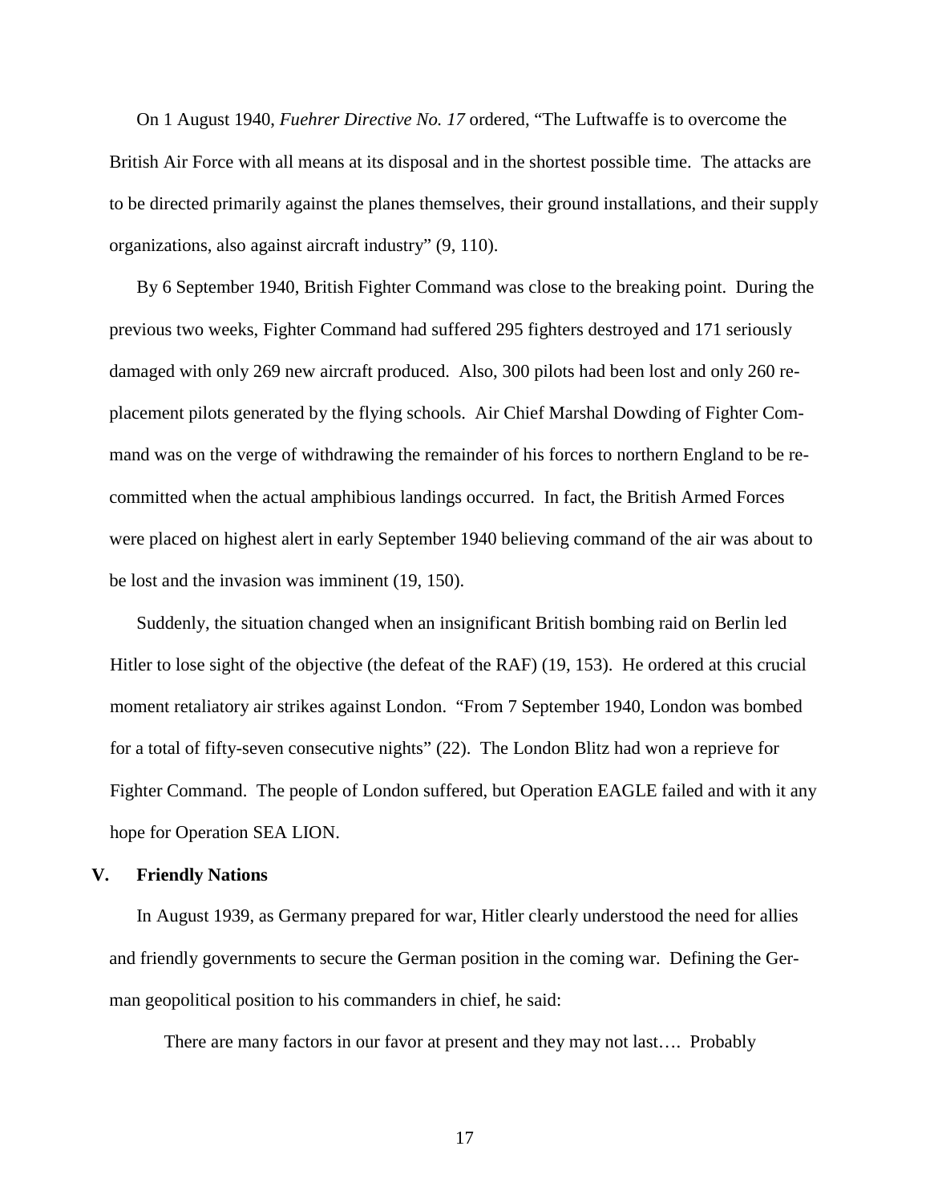On 1 August 1940, *Fuehrer Directive No. 17* ordered, "The Luftwaffe is to overcome the British Air Force with all means at its disposal and in the shortest possible time. The attacks are to be directed primarily against the planes themselves, their ground installations, and their supply organizations, also against aircraft industry" (9, 110).

By 6 September 1940, British Fighter Command was close to the breaking point. During the previous two weeks, Fighter Command had suffered 295 fighters destroyed and 171 seriously damaged with only 269 new aircraft produced. Also, 300 pilots had been lost and only 260 replacement pilots generated by the flying schools. Air Chief Marshal Dowding of Fighter Command was on the verge of withdrawing the remainder of his forces to northern England to be recommitted when the actual amphibious landings occurred. In fact, the British Armed Forces were placed on highest alert in early September 1940 believing command of the air was about to be lost and the invasion was imminent (19, 150).

Suddenly, the situation changed when an insignificant British bombing raid on Berlin led Hitler to lose sight of the objective (the defeat of the RAF) (19, 153). He ordered at this crucial moment retaliatory air strikes against London. "From 7 September 1940, London was bombed for a total of fifty-seven consecutive nights" (22). The London Blitz had won a reprieve for Fighter Command. The people of London suffered, but Operation EAGLE failed and with it any hope for Operation SEA LION.

## V. Friendly Nations

In August 1939, as Germany prepared for war, Hitler clearly understood the need for allies and friendly governments to secure the German position in the coming war. Defining the German geopolitical position to his commanders in chief, he said:

> There are many factors in our favor at present and they may not last…. Probably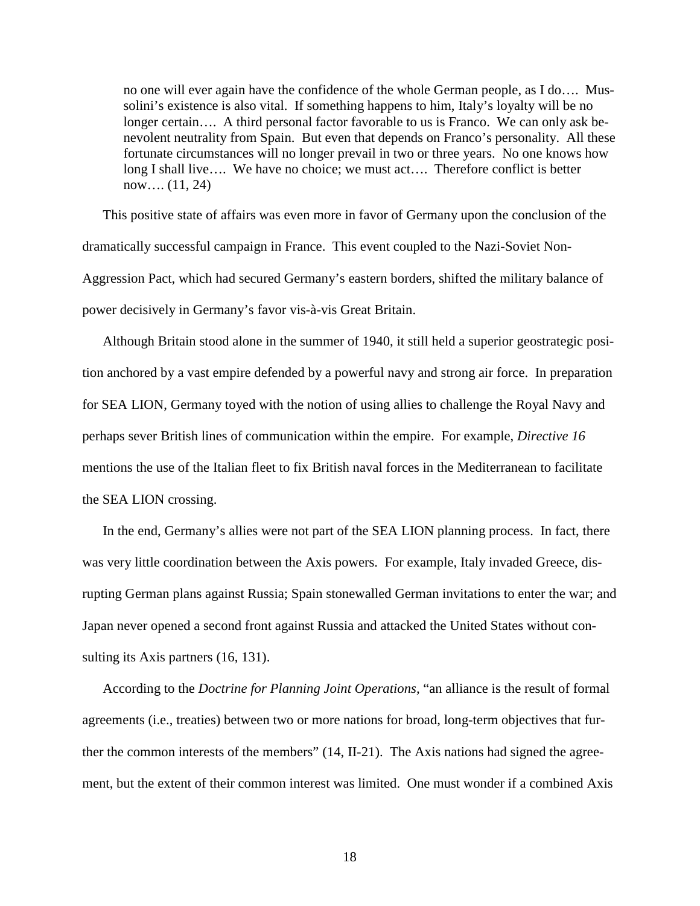> no one will ever again have the confidence of the whole German people, as I do…. Mussolini's existence is also vital. If something happens to him, Italy's loyalty will be no longer certain…. A third personal factor favorable to us is Franco. We can only ask benevolent neutrality from Spain. But even that depends on Franco's personality. All these fortunate circumstances will no longer prevail in two or three years. No one knows how long I shall live…. We have no choice; we must act…. Therefore conflict is better now…. (11, 24)

This positive state of affairs was even more in favor of Germany upon the conclusion of the dramatically successful campaign in France. This event coupled to the Nazi-Soviet Non-Aggression Pact, which had secured Germany's eastern borders, shifted the military balance of power decisively in Germany's favor vis-à-vis Great Britain.

Although Britain stood alone in the summer of 1940, it still held a superior geostrategic position anchored by a vast empire defended by a powerful navy and strong air force. In preparation for SEA LION, Germany toyed with the notion of using allies to challenge the Royal Navy and perhaps sever British lines of communication within the empire. For example, *Directive 16* mentions the use of the Italian fleet to fix British naval forces in the Mediterranean to facilitate the SEA LION crossing.

In the end, Germany's allies were not part of the SEA LION planning process. In fact, there was very little coordination between the Axis powers. For example, Italy invaded Greece, disrupting German plans against Russia; Spain stonewalled German invitations to enter the war; and Japan never opened a second front against Russia and attacked the United States without consulting its Axis partners (16, 131).

According to the *Doctrine for Planning Joint Operations*, "an alliance is the result of formal agreements (i.e., treaties) between two or more nations for broad, long-term objectives that further the common interests of the members" (14, II-21). The Axis nations had signed the agreement, but the extent of their common interest was limited. One must wonder if a combined Axis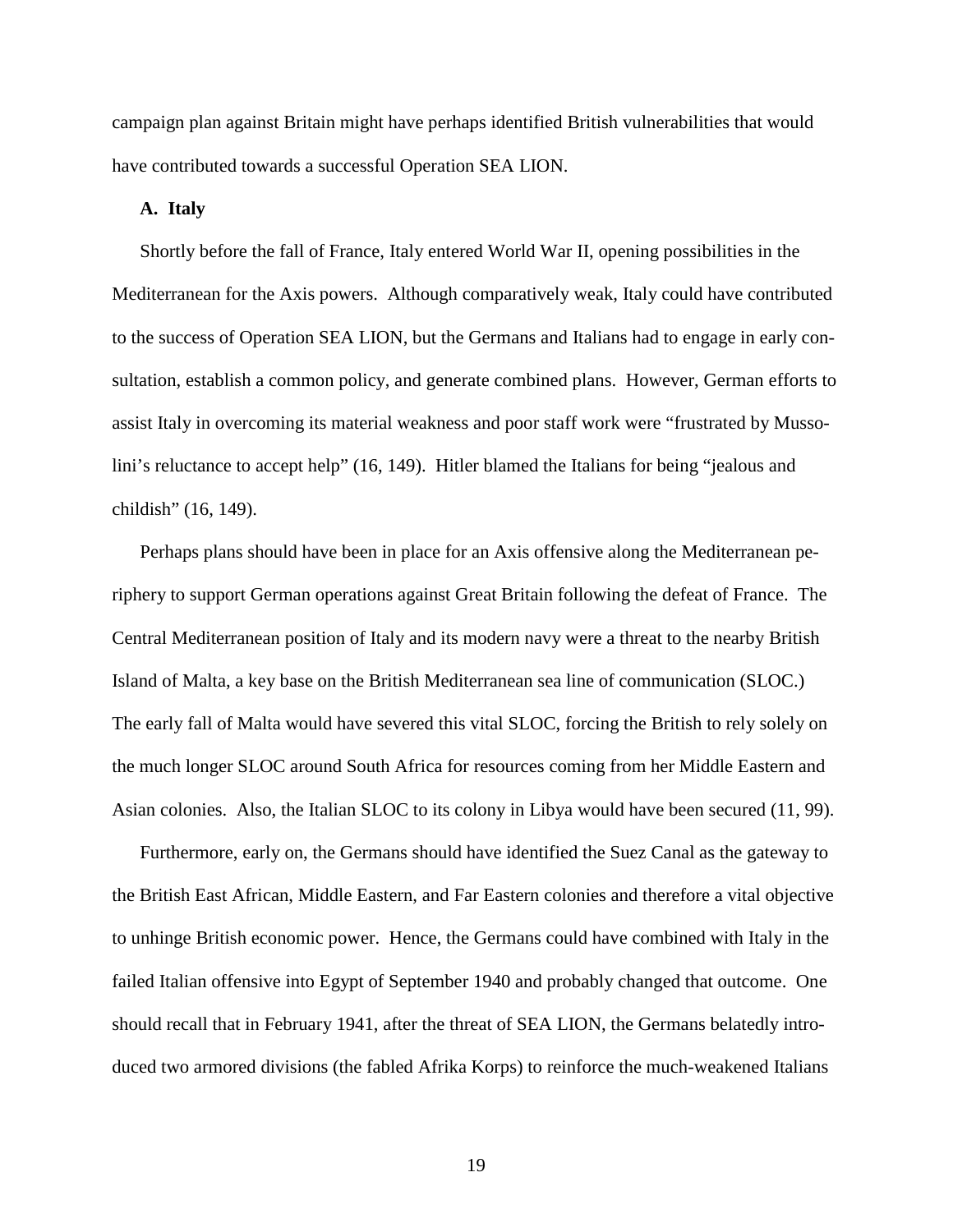campaign plan against Britain might have perhaps identified British vulnerabilities that would have contributed towards a successful Operation SEA LION.

**A. Italy**

Shortly before the fall of France, Italy entered World War II, opening possibilities in the Mediterranean for the Axis powers. Although comparatively weak, Italy could have contributed to the success of Operation SEA LION, but the Germans and Italians had to engage in early consultation, establish a common policy, and generate combined plans. However, German efforts to assist Italy in overcoming its material weakness and poor staff work were "frustrated by Mussolini's reluctance to accept help" (16, 149). Hitler blamed the Italians for being "jealous and childish" (16, 149).

Perhaps plans should have been in place for an Axis offensive along the Mediterranean periphery to support German operations against Great Britain following the defeat of France. The Central Mediterranean position of Italy and its modern navy were a threat to the nearby British Island of Malta, a key base on the British Mediterranean sea line of communication (SLOC.) The early fall of Malta would have severed this vital SLOC, forcing the British to rely solely on the much longer SLOC around South Africa for resources coming from her Middle Eastern and Asian colonies. Also, the Italian SLOC to its colony in Libya would have been secured (11, 99).

Furthermore, early on, the Germans should have identified the Suez Canal as the gateway to the British East African, Middle Eastern, and Far Eastern colonies and therefore a vital objective to unhinge British economic power. Hence, the Germans could have combined with Italy in the failed Italian offensive into Egypt of September 1940 and probably changed that outcome. One should recall that in February 1941, after the threat of SEA LION, the Germans belatedly introduced two armored divisions (the fabled Afrika Korps) to reinforce the much-weakened Italians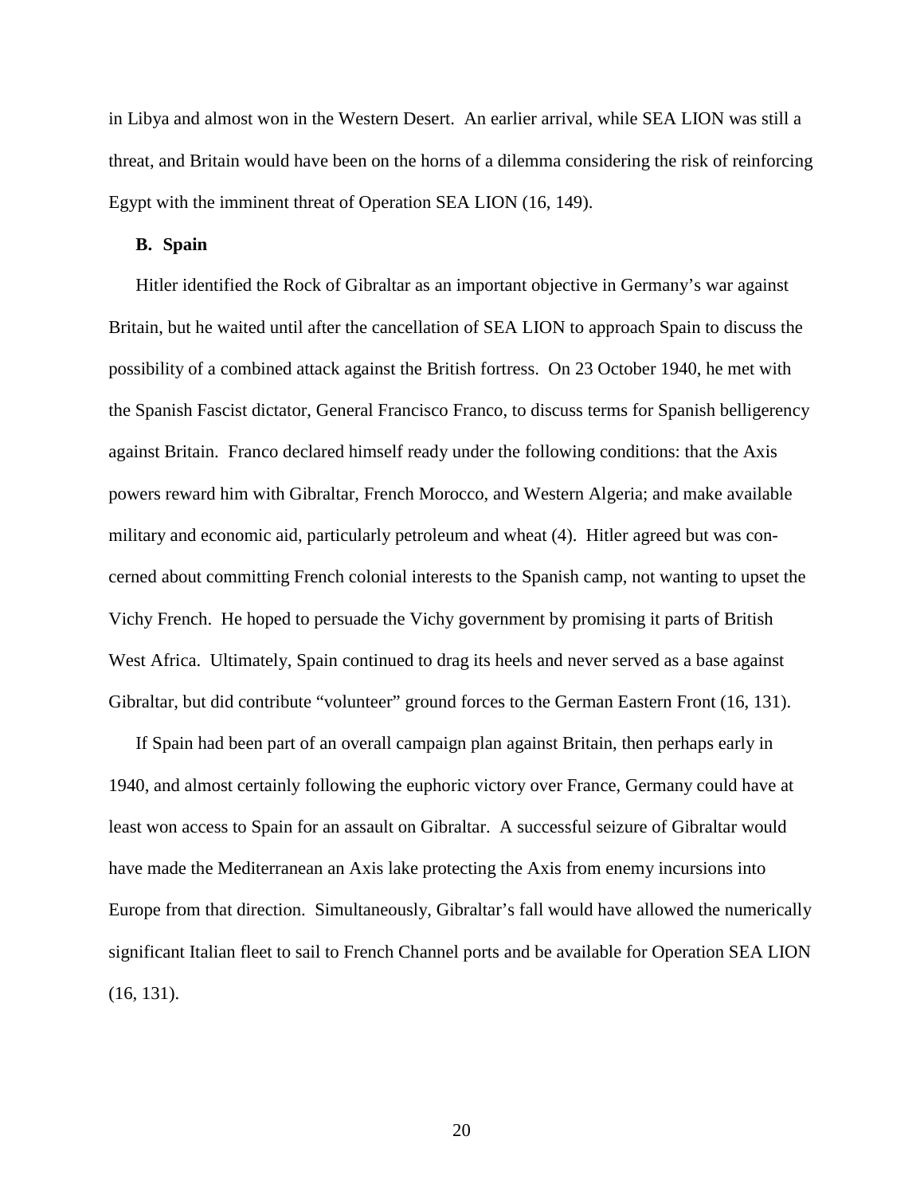in Libya and almost won in the Western Desert. An earlier arrival, while SEA LION was still a threat, and Britain would have been on the horns of a dilemma considering the risk of reinforcing Egypt with the imminent threat of Operation SEA LION (16, 149).

### B. Spain

Hitler identified the Rock of Gibraltar as an important objective in Germany's war against Britain, but he waited until after the cancellation of SEA LION to approach Spain to discuss the possibility of a combined attack against the British fortress. On 23 October 1940, he met with the Spanish Fascist dictator, General Francisco Franco, to discuss terms for Spanish belligerency against Britain. Franco declared himself ready under the following conditions: that the Axis powers reward him with Gibraltar, French Morocco, and Western Algeria; and make available military and economic aid, particularly petroleum and wheat (4). Hitler agreed but was concerned about committing French colonial interests to the Spanish camp, not wanting to upset the Vichy French. He hoped to persuade the Vichy government by promising it parts of British West Africa. Ultimately, Spain continued to drag its heels and never served as a base against Gibraltar, but did contribute "volunteer" ground forces to the German Eastern Front (16, 131).

If Spain had been part of an overall campaign plan against Britain, then perhaps early in 1940, and almost certainly following the euphoric victory over France, Germany could have at least won access to Spain for an assault on Gibraltar. A successful seizure of Gibraltar would have made the Mediterranean an Axis lake protecting the Axis from enemy incursions into Europe from that direction. Simultaneously, Gibraltar's fall would have allowed the numerically significant Italian fleet to sail to French Channel ports and be available for Operation SEA LION (16, 131).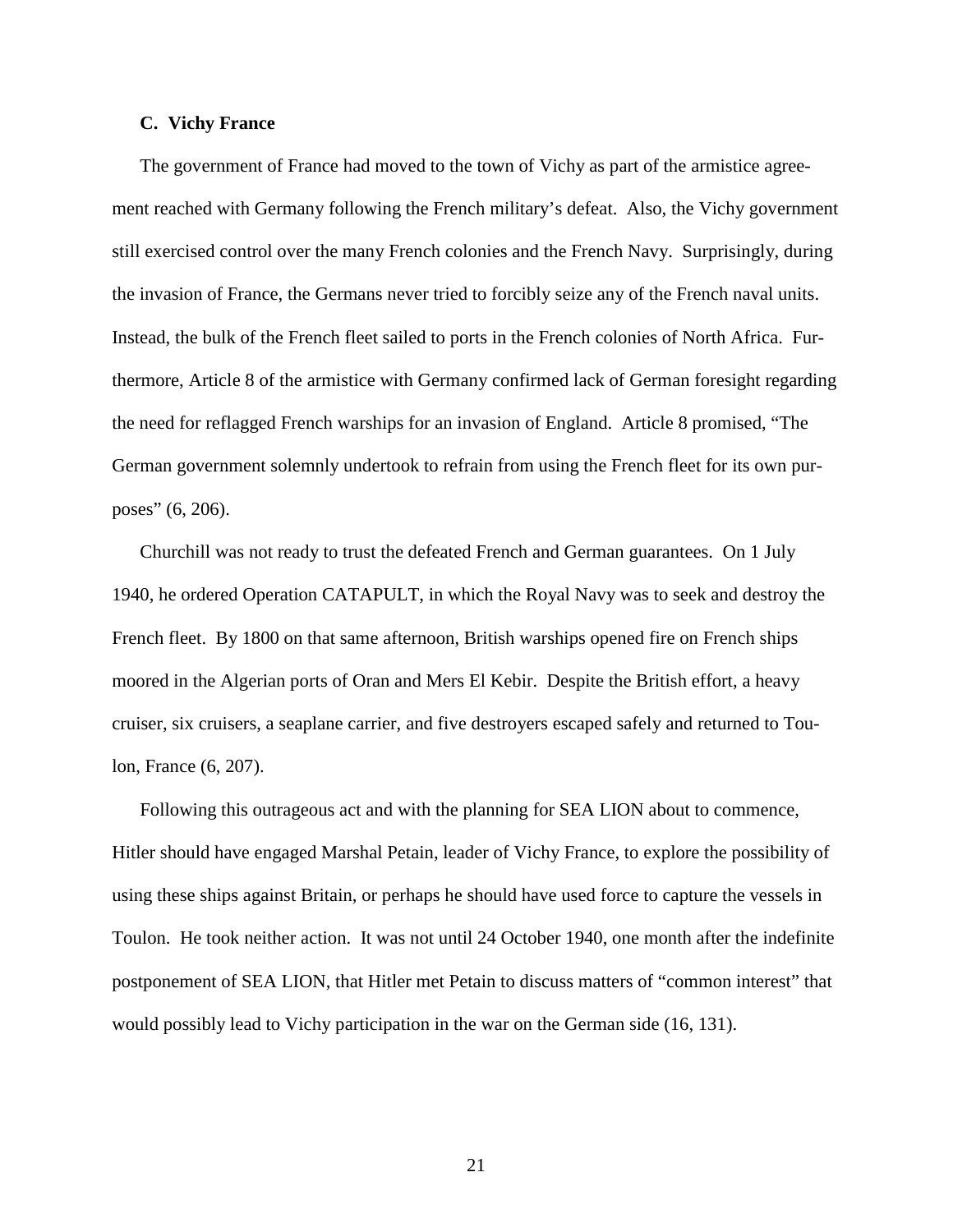### C. Vichy France

The government of France had moved to the town of Vichy as part of the armistice agreement reached with Germany following the French military's defeat. Also, the Vichy government still exercised control over the many French colonies and the French Navy. Surprisingly, during the invasion of France, the Germans never tried to forcibly seize any of the French naval units. Instead, the bulk of the French fleet sailed to ports in the French colonies of North Africa. Furthermore, Article 8 of the armistice with Germany confirmed lack of German foresight regarding the need for reflagged French warships for an invasion of England. Article 8 promised, "The German government solemnly undertook to refrain from using the French fleet for its own purposes" (6, 206).

Churchill was not ready to trust the defeated French and German guarantees. On 1 July 1940, he ordered Operation CATAPULT, in which the Royal Navy was to seek and destroy the French fleet. By 1800 on that same afternoon, British warships opened fire on French ships moored in the Algerian ports of Oran and Mers El Kebir. Despite the British effort, a heavy cruiser, six cruisers, a seaplane carrier, and five destroyers escaped safely and returned to Toulon, France (6, 207).

Following this outrageous act and with the planning for SEA LION about to commence, Hitler should have engaged Marshal Petain, leader of Vichy France, to explore the possibility of using these ships against Britain, or perhaps he should have used force to capture the vessels in Toulon. He took neither action. It was not until 24 October 1940, one month after the indefinite postponement of SEA LION, that Hitler met Petain to discuss matters of "common interest" that would possibly lead to Vichy participation in the war on the German side (16, 131).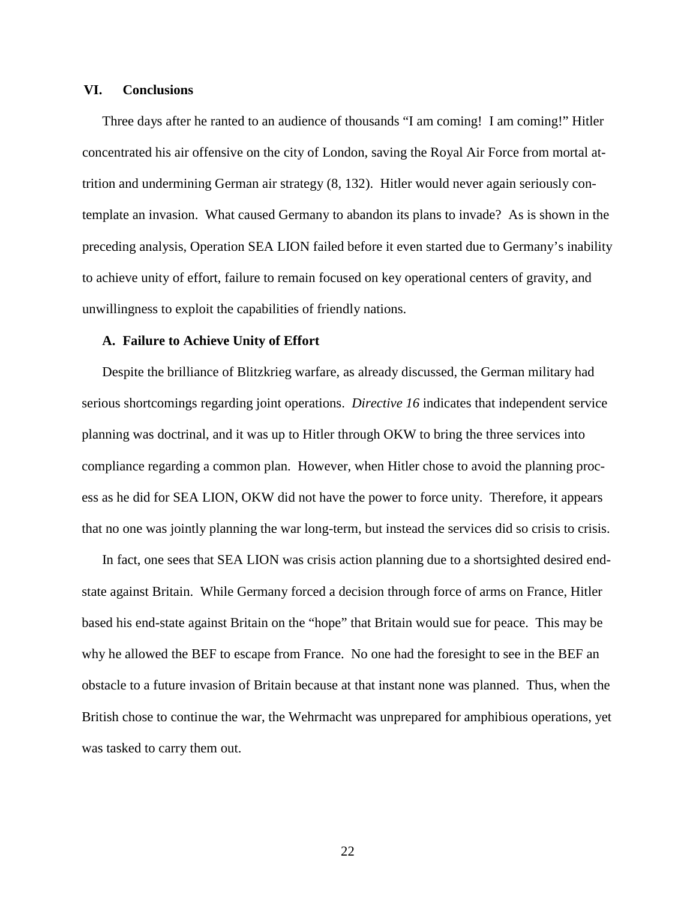## VI. Conclusions

Three days after he ranted to an audience of thousands "I am coming! I am coming!" Hitler concentrated his air offensive on the city of London, saving the Royal Air Force from mortal attrition and undermining German air strategy (8, 132). Hitler would never again seriously contemplate an invasion. What caused Germany to abandon its plans to invade? As is shown in the preceding analysis, Operation SEA LION failed before it even started due to Germany's inability to achieve unity of effort, failure to remain focused on key operational centers of gravity, and unwillingness to exploit the capabilities of friendly nations.

### A. Failure to Achieve Unity of Effort

Despite the brilliance of Blitzkrieg warfare, as already discussed, the German military had serious shortcomings regarding joint operations. *Directive 16* indicates that independent service planning was doctrinal, and it was up to Hitler through OKW to bring the three services into compliance regarding a common plan. However, when Hitler chose to avoid the planning process as he did for SEA LION, OKW did not have the power to force unity. Therefore, it appears that no one was jointly planning the war long-term, but instead the services did so crisis to crisis.

In fact, one sees that SEA LION was crisis action planning due to a shortsighted desired end-state against Britain. While Germany forced a decision through force of arms on France, Hitler based his end-state against Britain on the "hope" that Britain would sue for peace. This may be why he allowed the BEF to escape from France. No one had the foresight to see in the BEF an obstacle to a future invasion of Britain because at that instant none was planned. Thus, when the British chose to continue the war, the Wehrmacht was unprepared for amphibious operations, yet was tasked to carry them out.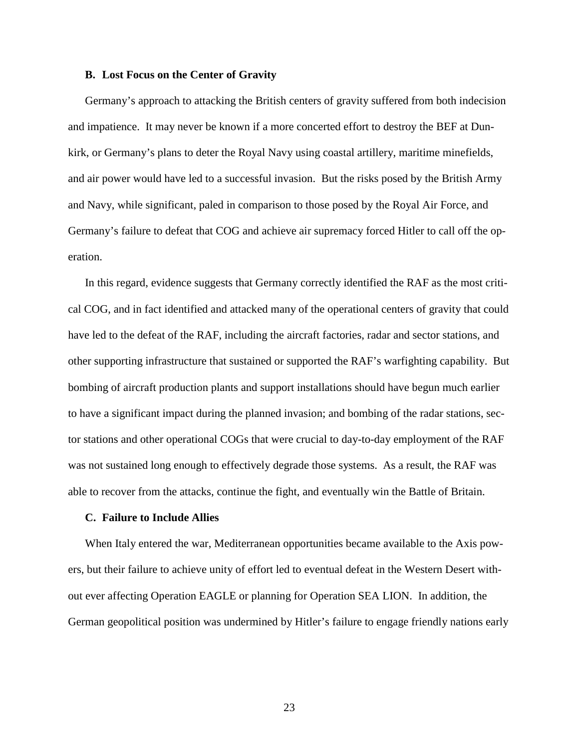### B. Lost Focus on the Center of Gravity

Germany's approach to attacking the British centers of gravity suffered from both indecision and impatience. It may never be known if a more concerted effort to destroy the BEF at Dunkirk, or Germany's plans to deter the Royal Navy using coastal artillery, maritime minefields, and air power would have led to a successful invasion. But the risks posed by the British Army and Navy, while significant, paled in comparison to those posed by the Royal Air Force, and Germany's failure to defeat that COG and achieve air supremacy forced Hitler to call off the operation.

In this regard, evidence suggests that Germany correctly identified the RAF as the most critical COG, and in fact identified and attacked many of the operational centers of gravity that could have led to the defeat of the RAF, including the aircraft factories, radar and sector stations, and other supporting infrastructure that sustained or supported the RAF's warfighting capability. But bombing of aircraft production plants and support installations should have begun much earlier to have a significant impact during the planned invasion; and bombing of the radar stations, sector stations and other operational COGs that were crucial to day-to-day employment of the RAF was not sustained long enough to effectively degrade those systems. As a result, the RAF was able to recover from the attacks, continue the fight, and eventually win the Battle of Britain.

### C. Failure to Include Allies

When Italy entered the war, Mediterranean opportunities became available to the Axis powers, but their failure to achieve unity of effort led to eventual defeat in the Western Desert without ever affecting Operation EAGLE or planning for Operation SEA LION. In addition, the German geopolitical position was undermined by Hitler's failure to engage friendly nations early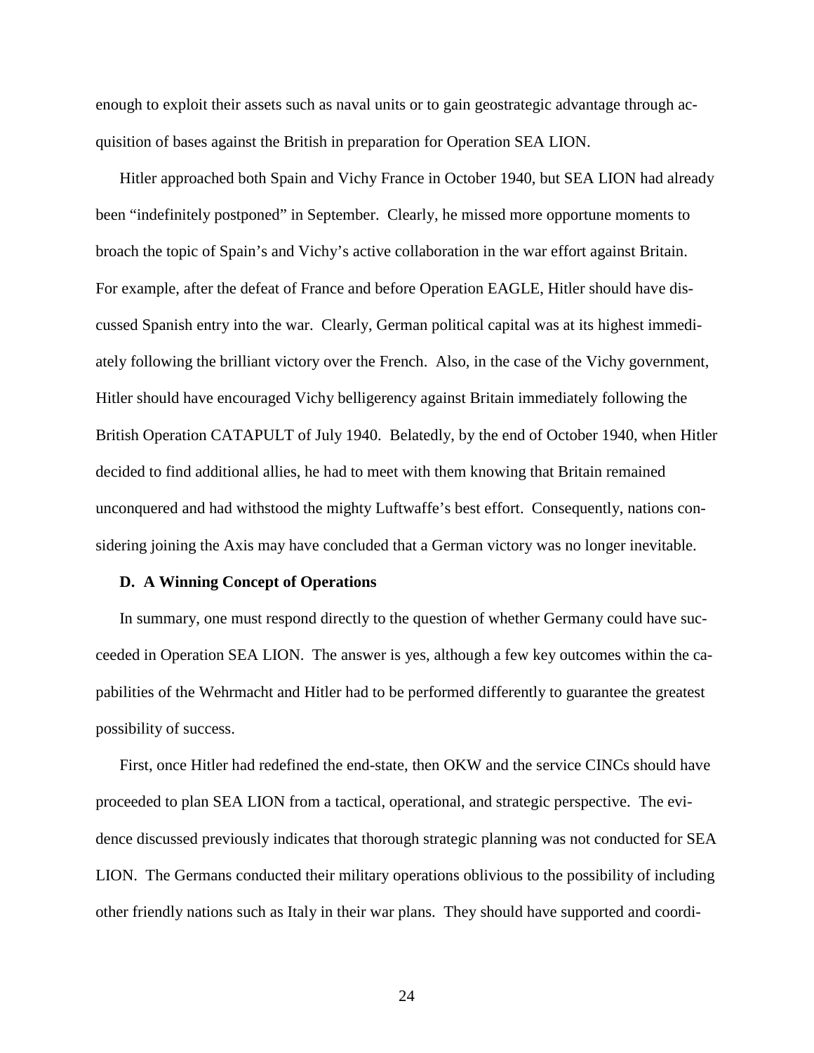enough to exploit their assets such as naval units or to gain geostrategic advantage through acquisition of bases against the British in preparation for Operation SEA LION.

Hitler approached both Spain and Vichy France in October 1940, but SEA LION had already been "indefinitely postponed" in September. Clearly, he missed more opportune moments to broach the topic of Spain's and Vichy's active collaboration in the war effort against Britain. For example, after the defeat of France and before Operation EAGLE, Hitler should have discussed Spanish entry into the war. Clearly, German political capital was at its highest immediately following the brilliant victory over the French. Also, in the case of the Vichy government, Hitler should have encouraged Vichy belligerency against Britain immediately following the British Operation CATAPULT of July 1940. Belatedly, by the end of October 1940, when Hitler decided to find additional allies, he had to meet with them knowing that Britain remained unconquered and had withstood the mighty Luftwaffe's best effort. Consequently, nations considering joining the Axis may have concluded that a German victory was no longer inevitable.

### D. A Winning Concept of Operations

In summary, one must respond directly to the question of whether Germany could have succeeded in Operation SEA LION. The answer is yes, although a few key outcomes within the capabilities of the Wehrmacht and Hitler had to be performed differently to guarantee the greatest possibility of success.

First, once Hitler had redefined the end-state, then OKW and the service CINCs should have proceeded to plan SEA LION from a tactical, operational, and strategic perspective. The evidence discussed previously indicates that thorough strategic planning was not conducted for SEA LION. The Germans conducted their military operations oblivious to the possibility of including other friendly nations such as Italy in their war plans. They should have supported and coordi-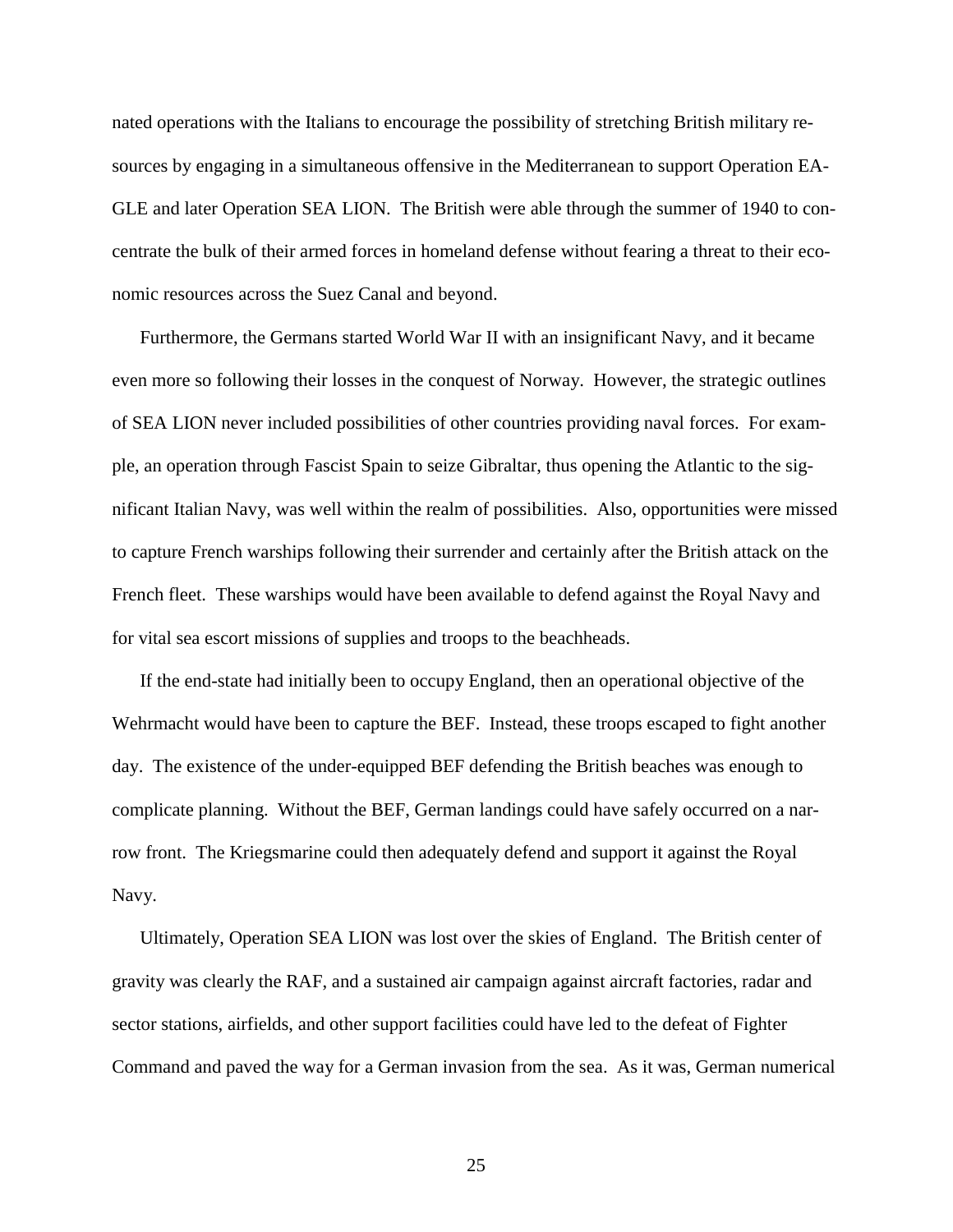nated operations with the Italians to encourage the possibility of stretching British military resources by engaging in a simultaneous offensive in the Mediterranean to support Operation EAGLE and later Operation SEA LION. The British were able through the summer of 1940 to concentrate the bulk of their armed forces in homeland defense without fearing a threat to their economic resources across the Suez Canal and beyond.

Furthermore, the Germans started World War II with an insignificant Navy, and it became even more so following their losses in the conquest of Norway. However, the strategic outlines of SEA LION never included possibilities of other countries providing naval forces. For example, an operation through Fascist Spain to seize Gibraltar, thus opening the Atlantic to the significant Italian Navy, was well within the realm of possibilities. Also, opportunities were missed to capture French warships following their surrender and certainly after the British attack on the French fleet. These warships would have been available to defend against the Royal Navy and for vital sea escort missions of supplies and troops to the beachheads.

If the end-state had initially been to occupy England, then an operational objective of the Wehrmacht would have been to capture the BEF. Instead, these troops escaped to fight another day. The existence of the under-equipped BEF defending the British beaches was enough to complicate planning. Without the BEF, German landings could have safely occurred on a narrow front. The Kriegsmarine could then adequately defend and support it against the Royal Navy.

Ultimately, Operation SEA LION was lost over the skies of England. The British center of gravity was clearly the RAF, and a sustained air campaign against aircraft factories, radar and sector stations, airfields, and other support facilities could have led to the defeat of Fighter Command and paved the way for a German invasion from the sea. As it was, German numerical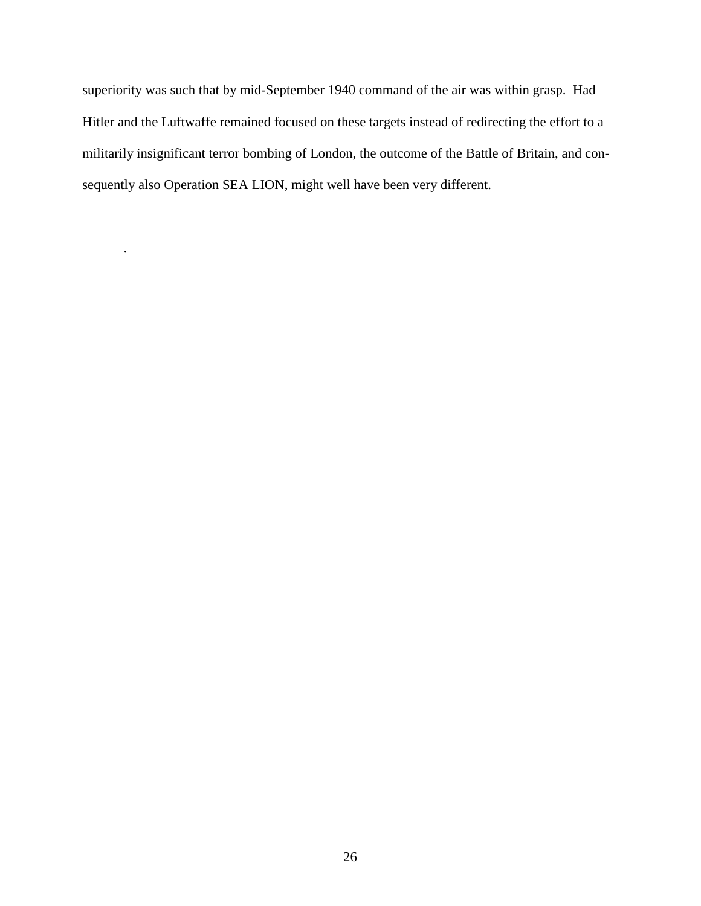superiority was such that by mid-September 1940 command of the air was within grasp. Had Hitler and the Luftwaffe remained focused on these targets instead of redirecting the effort to a militarily insignificant terror bombing of London, the outcome of the Battle of Britain, and consequently also Operation SEA LION, might well have been very different.

.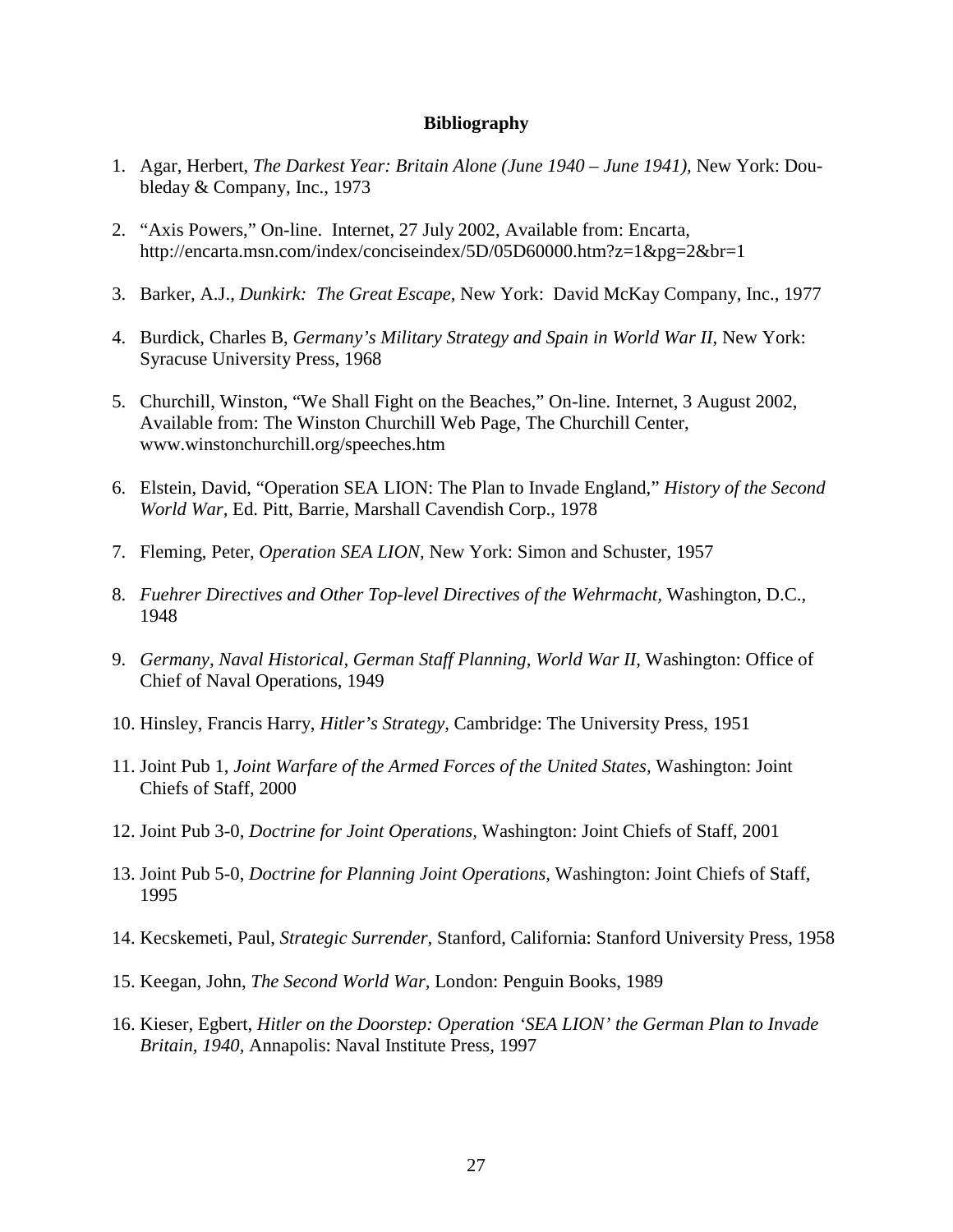**Bibliography**

1. Agar, Herbert, *The Darkest Year: Britain Alone (June 1940 – June 1941)*, New York: Doubleday & Company, Inc., 1973

2. "Axis Powers," On-line. Internet, 27 July 2002, Available from: Encarta, http://encarta.msn.com/index/conciseindex/5D/05D60000.htm?z=1&pg=2&br=1

3. Barker, A.J., *Dunkirk: The Great Escape*, New York: David McKay Company, Inc., 1977

4. Burdick, Charles B, *Germany's Military Strategy and Spain in World War II*, New York: Syracuse University Press, 1968

5. Churchill, Winston, "We Shall Fight on the Beaches," On-line. Internet, 3 August 2002, Available from: The Winston Churchill Web Page, The Churchill Center, www.winstonchurchill.org/speeches.htm

6. Elstein, David, "Operation SEA LION: The Plan to Invade England," *History of the Second World War*, Ed. Pitt, Barrie, Marshall Cavendish Corp., 1978

7. Fleming, Peter, *Operation SEA LION*, New York: Simon and Schuster, 1957

8. *Fuehrer Directives and Other Top-level Directives of the Wehrmacht*, Washington, D.C., 1948

9. *Germany, Naval Historical, German Staff Planning, World War II*, Washington: Office of Chief of Naval Operations, 1949

10. Hinsley, Francis Harry, *Hitler's Strategy*, Cambridge: The University Press, 1951

11. Joint Pub 1, *Joint Warfare of the Armed Forces of the United States*, Washington: Joint Chiefs of Staff, 2000

12. Joint Pub 3-0, *Doctrine for Joint Operations*, Washington: Joint Chiefs of Staff, 2001

13. Joint Pub 5-0, *Doctrine for Planning Joint Operations*, Washington: Joint Chiefs of Staff, 1995

14. Kecskemeti, Paul, *Strategic Surrender*, Stanford, California: Stanford University Press, 1958

15. Keegan, John, *The Second World War*, London: Penguin Books, 1989

16. Kieser, Egbert, *Hitler on the Doorstep: Operation 'SEA LION' the German Plan to Invade Britain, 1940*, Annapolis: Naval Institute Press, 1997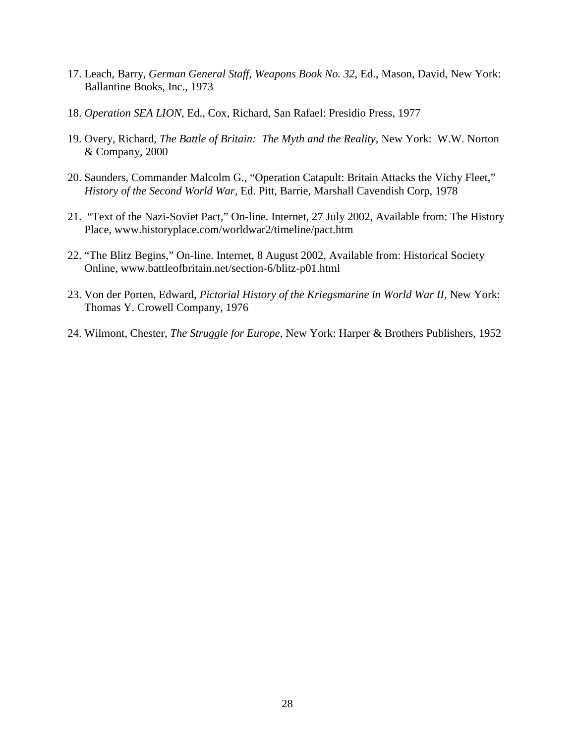17. Leach, Barry, *German General Staff, Weapons Book No. 32,* Ed., Mason, David, New York: Ballantine Books, Inc., 1973

18. *Operation SEA LION,* Ed., Cox, Richard, San Rafael: Presidio Press, 1977

19. Overy, Richard, *The Battle of Britain: The Myth and the Reality,* New York: W.W. Norton & Company, 2000

20. Saunders, Commander Malcolm G., "Operation Catapult: Britain Attacks the Vichy Fleet," *History of the Second World War,* Ed. Pitt, Barrie, Marshall Cavendish Corp, 1978

21. "Text of the Nazi-Soviet Pact," On-line. Internet, 27 July 2002, Available from: The History Place, www.historyplace.com/worldwar2/timeline/pact.htm

22. "The Blitz Begins," On-line. Internet, 8 August 2002, Available from: Historical Society Online, www.battleofbritain.net/section-6/blitz-p01.html

23. Von der Porten, Edward, *Pictorial History of the Kriegsmarine in World War II,* New York: Thomas Y. Crowell Company, 1976

24. Wilmont, Chester, *The Struggle for Europe,* New York: Harper & Brothers Publishers, 1952